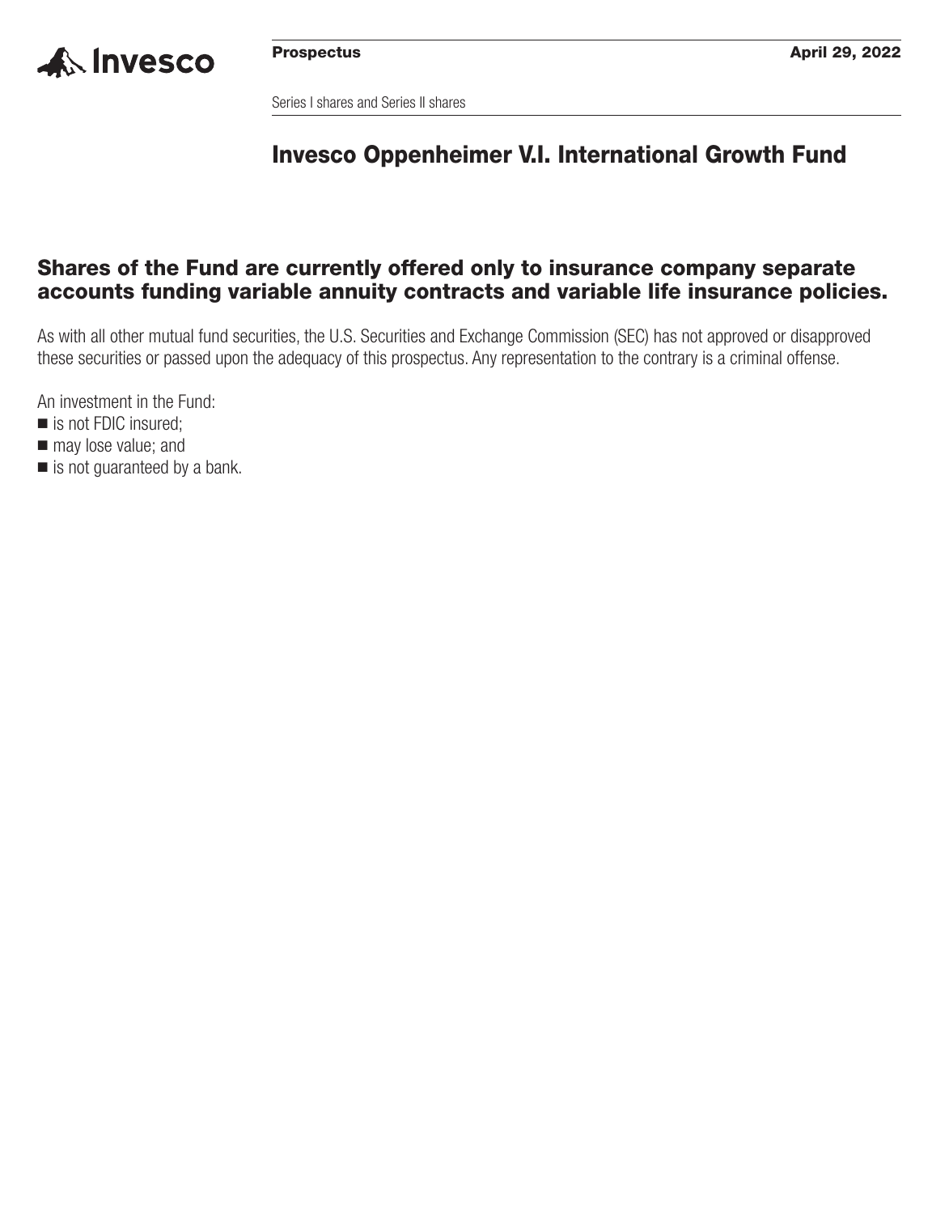Invesco

**Prospectus** **April 29, 2022**

Series I shares and Series II shares

# Invesco Oppenheimer V.I. International Growth Fund

## Shares of the Fund are currently offered only to insurance company separate accounts funding variable annuity contracts and variable life insurance policies.

As with all other mutual fund securities, the U.S. Securities and Exchange Commission (SEC) has not approved or disapproved these securities or passed upon the adequacy of this prospectus. Any representation to the contrary is a criminal offense.

An investment in the Fund:

- is not FDIC insured;
- may lose value; and
- is not guaranteed by a bank.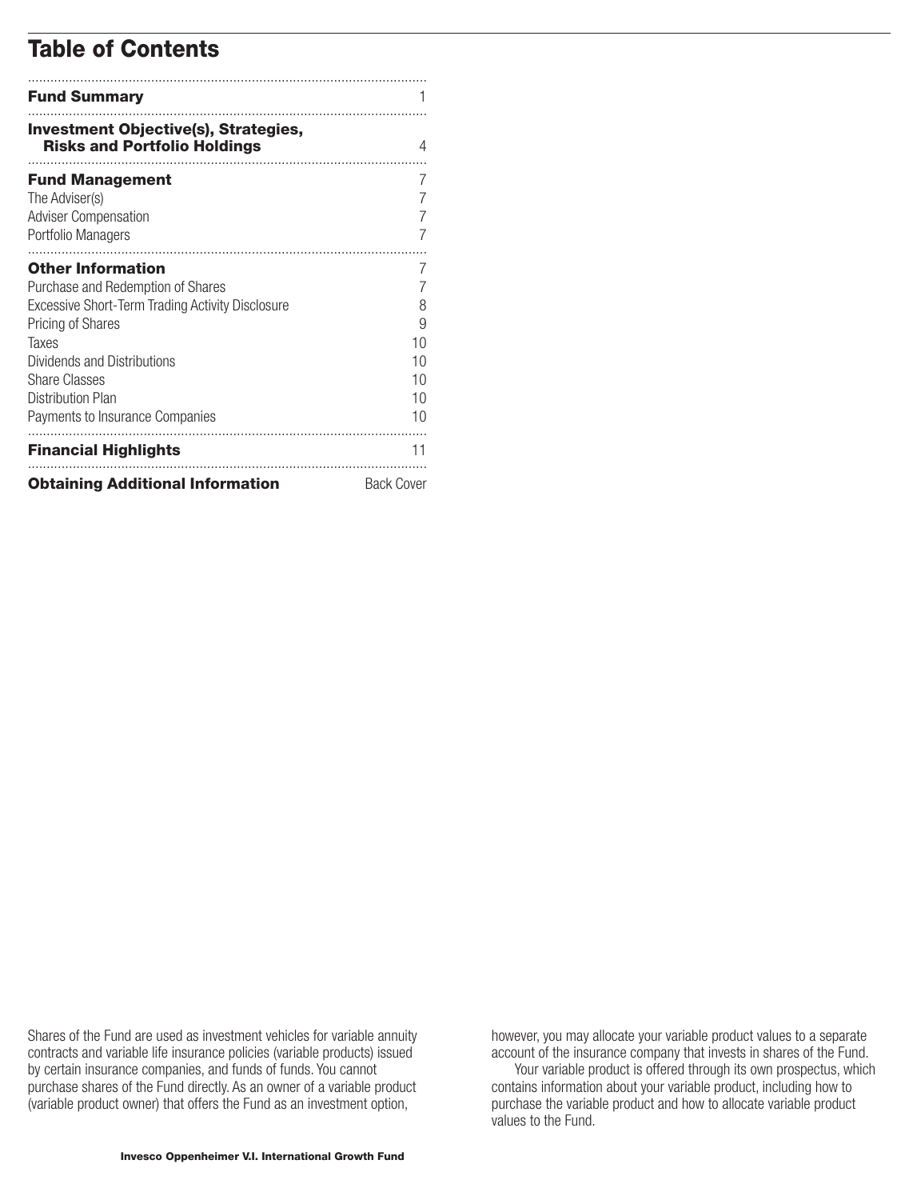# Table of Contents

| | |
|---|---|
| **Fund Summary** | 1 |
| **Investment Objective(s), Strategies, Risks and Portfolio Holdings** | 4 |
| **Fund Management** | 7 |
| The Adviser(s) | 7 |
| Adviser Compensation | 7 |
| Portfolio Managers | 7 |
| **Other Information** | 7 |
| Purchase and Redemption of Shares | 7 |
| Excessive Short-Term Trading Activity Disclosure | 8 |
| Pricing of Shares | 9 |
| Taxes | 10 |
| Dividends and Distributions | 10 |
| Share Classes | 10 |
| Distribution Plan | 10 |
| Payments to Insurance Companies | 10 |
| **Financial Highlights** | 11 |
| **Obtaining Additional Information** | Back Cover |

Shares of the Fund are used as investment vehicles for variable annuity contracts and variable life insurance policies (variable products) issued by certain insurance companies, and funds of funds. You cannot purchase shares of the Fund directly. As an owner of a variable product (variable product owner) that offers the Fund as an investment option, however, you may allocate your variable product values to a separate account of the insurance company that invests in shares of the Fund.

Your variable product is offered through its own prospectus, which contains information about your variable product, including how to purchase the variable product and how to allocate variable product values to the Fund.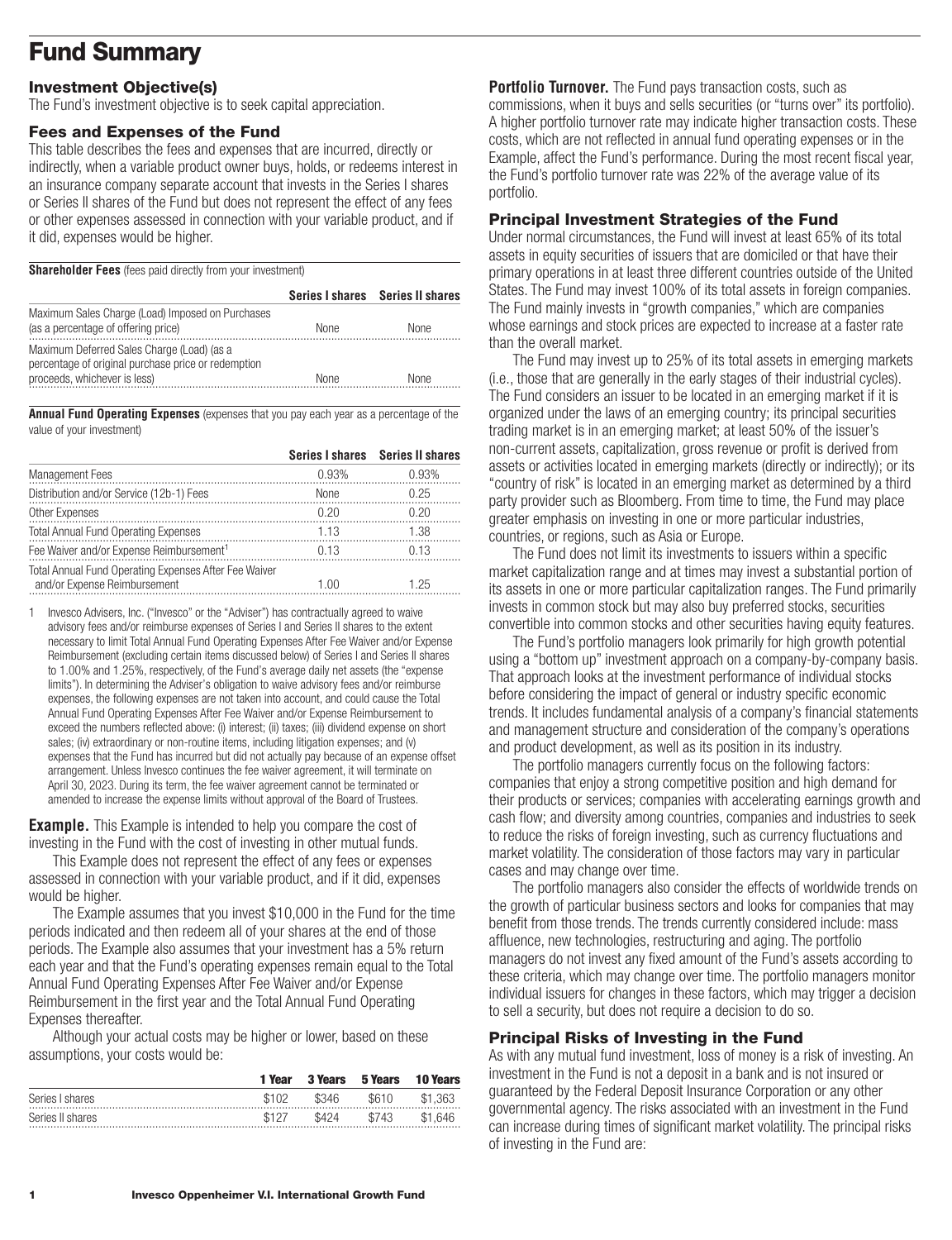# Fund Summary

### Investment Objective(s)

The Fund's investment objective is to seek capital appreciation.

### Fees and Expenses of the Fund

This table describes the fees and expenses that are incurred, directly or indirectly, when a variable product owner buys, holds, or redeems interest in an insurance company separate account that invests in the Series I shares or Series II shares of the Fund but does not represent the effect of any fees or other expenses assessed in connection with your variable product, and if it did, expenses would be higher.

**Shareholder Fees** (fees paid directly from your investment)

| | Series I shares | Series II shares |
|---|---|---|
| Maximum Sales Charge (Load) Imposed on Purchases (as a percentage of offering price) | None | None |
| Maximum Deferred Sales Charge (Load) (as a percentage of original purchase price or redemption proceeds, whichever is less) | None | None |

**Annual Fund Operating Expenses** (expenses that you pay each year as a percentage of the value of your investment)

| | Series I shares | Series II shares |
|---|---|---|
| Management Fees | 0.93% | 0.93% |
| Distribution and/or Service (12b-1) Fees | None | 0.25 |
| Other Expenses | 0.20 | 0.20 |
| Total Annual Fund Operating Expenses | 1.13 | 1.38 |
| Fee Waiver and/or Expense Reimbursement[1] | 0.13 | 0.13 |
| Total Annual Fund Operating Expenses After Fee Waiver and/or Expense Reimbursement | 1.00 | 1.25 |

1 Invesco Advisers, Inc. ("Invesco" or the "Adviser") has contractually agreed to waive advisory fees and/or reimburse expenses of Series I and Series II shares to the extent necessary to limit Total Annual Fund Operating Expenses After Fee Waiver and/or Expense Reimbursement (excluding certain items discussed below) of Series I and Series II shares to 1.00% and 1.25%, respectively, of the Fund's average daily net assets (the "expense limits"). In determining the Adviser's obligation to waive advisory fees and/or reimburse expenses, the following expenses are not taken into account, and could cause the Total Annual Fund Operating Expenses After Fee Waiver and/or Expense Reimbursement to exceed the numbers reflected above: (i) interest; (ii) taxes; (iii) dividend expense on short sales; (iv) extraordinary or non-routine items, including litigation expenses; and (v) expenses that the Fund has incurred but did not actually pay because of an expense offset arrangement. Unless Invesco continues the fee waiver agreement, it will terminate on April 30, 2023. During its term, the fee waiver agreement cannot be terminated or amended to increase the expense limits without approval of the Board of Trustees.

**Example.** This Example is intended to help you compare the cost of investing in the Fund with the cost of investing in other mutual funds.

This Example does not represent the effect of any fees or expenses assessed in connection with your variable product, and if it did, expenses would be higher.

The Example assumes that you invest $10,000 in the Fund for the time periods indicated and then redeem all of your shares at the end of those periods. The Example also assumes that your investment has a 5% return each year and that the Fund's operating expenses remain equal to the Total Annual Fund Operating Expenses After Fee Waiver and/or Expense Reimbursement in the first year and the Total Annual Fund Operating Expenses thereafter.

Although your actual costs may be higher or lower, based on these assumptions, your costs would be:

| | 1 Year | 3 Years | 5 Years | 10 Years |
|---|---|---|---|---|
| Series I shares | $102 | $346 | $610 | $1,363 |
| Series II shares | $127 | $424 | $743 | $1,646 |

**Portfolio Turnover.** The Fund pays transaction costs, such as commissions, when it buys and sells securities (or "turns over" its portfolio). A higher portfolio turnover rate may indicate higher transaction costs. These costs, which are not reflected in annual fund operating expenses or in the Example, affect the Fund's performance. During the most recent fiscal year, the Fund's portfolio turnover rate was 22% of the average value of its portfolio.

### Principal Investment Strategies of the Fund

Under normal circumstances, the Fund will invest at least 65% of its total assets in equity securities of issuers that are domiciled or that have their primary operations in at least three different countries outside of the United States. The Fund may invest 100% of its total assets in foreign companies. The Fund mainly invests in "growth companies," which are companies whose earnings and stock prices are expected to increase at a faster rate than the overall market.

The Fund may invest up to 25% of its total assets in emerging markets (i.e., those that are generally in the early stages of their industrial cycles). The Fund considers an issuer to be located in an emerging market if it is organized under the laws of an emerging country; its principal securities trading market is in an emerging market; at least 50% of the issuer's non-current assets, capitalization, gross revenue or profit is derived from assets or activities located in emerging markets (directly or indirectly); or its "country of risk" is located in an emerging market as determined by a third party provider such as Bloomberg. From time to time, the Fund may place greater emphasis on investing in one or more particular industries, countries, or regions, such as Asia or Europe.

The Fund does not limit its investments to issuers within a specific market capitalization range and at times may invest a substantial portion of its assets in one or more particular capitalization ranges. The Fund primarily invests in common stock but may also buy preferred stocks, securities convertible into common stocks and other securities having equity features.

The Fund's portfolio managers look primarily for high growth potential using a "bottom up" investment approach on a company-by-company basis. That approach looks at the investment performance of individual stocks before considering the impact of general or industry specific economic trends. It includes fundamental analysis of a company's financial statements and management structure and consideration of the company's operations and product development, as well as its position in its industry.

The portfolio managers currently focus on the following factors: companies that enjoy a strong competitive position and high demand for their products or services; companies with accelerating earnings growth and cash flow; and diversity among countries, companies and industries to seek to reduce the risks of foreign investing, such as currency fluctuations and market volatility. The consideration of those factors may vary in particular cases and may change over time.

The portfolio managers also consider the effects of worldwide trends on the growth of particular business sectors and looks for companies that may benefit from those trends. The trends currently considered include: mass affluence, new technologies, restructuring and aging. The portfolio managers do not invest any fixed amount of the Fund's assets according to these criteria, which may change over time. The portfolio managers monitor individual issuers for changes in these factors, which may trigger a decision to sell a security, but does not require a decision to do so.

### Principal Risks of Investing in the Fund

As with any mutual fund investment, loss of money is a risk of investing. An investment in the Fund is not a deposit in a bank and is not insured or guaranteed by the Federal Deposit Insurance Corporation or any other governmental agency. The risks associated with an investment in the Fund can increase during times of significant market volatility. The principal risks of investing in the Fund are: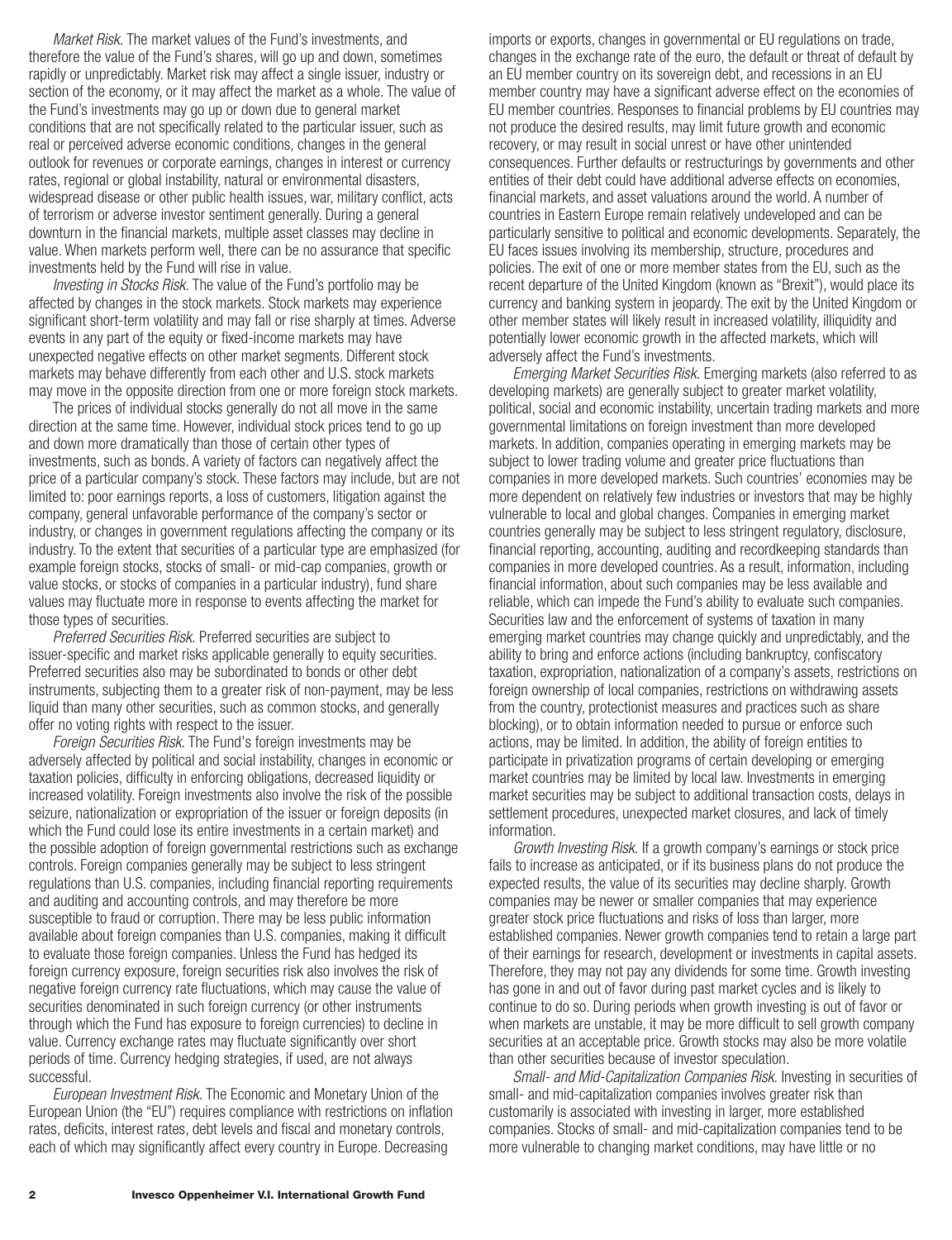*Market Risk.* The market values of the Fund's investments, and therefore the value of the Fund's shares, will go up and down, sometimes rapidly or unpredictably. Market risk may affect a single issuer, industry or section of the economy, or it may affect the market as a whole. The value of the Fund's investments may go up or down due to general market conditions that are not specifically related to the particular issuer, such as real or perceived adverse economic conditions, changes in the general outlook for revenues or corporate earnings, changes in interest or currency rates, regional or global instability, natural or environmental disasters, widespread disease or other public health issues, war, military conflict, acts of terrorism or adverse investor sentiment generally. During a general downturn in the financial markets, multiple asset classes may decline in value. When markets perform well, there can be no assurance that specific investments held by the Fund will rise in value.

*Investing in Stocks Risk.* The value of the Fund's portfolio may be affected by changes in the stock markets. Stock markets may experience significant short-term volatility and may fall or rise sharply at times. Adverse events in any part of the equity or fixed-income markets may have unexpected negative effects on other market segments. Different stock markets may behave differently from each other and U.S. stock markets may move in the opposite direction from one or more foreign stock markets.

The prices of individual stocks generally do not all move in the same direction at the same time. However, individual stock prices tend to go up and down more dramatically than those of certain other types of investments, such as bonds. A variety of factors can negatively affect the price of a particular company's stock. These factors may include, but are not limited to: poor earnings reports, a loss of customers, litigation against the company, general unfavorable performance of the company's sector or industry, or changes in government regulations affecting the company or its industry. To the extent that securities of a particular type are emphasized (for example foreign stocks, stocks of small- or mid-cap companies, growth or value stocks, or stocks of companies in a particular industry), fund share values may fluctuate more in response to events affecting the market for those types of securities.

*Preferred Securities Risk.* Preferred securities are subject to issuer-specific and market risks applicable generally to equity securities. Preferred securities also may be subordinated to bonds or other debt instruments, subjecting them to a greater risk of non-payment, may be less liquid than many other securities, such as common stocks, and generally offer no voting rights with respect to the issuer.

*Foreign Securities Risk.* The Fund's foreign investments may be adversely affected by political and social instability, changes in economic or taxation policies, difficulty in enforcing obligations, decreased liquidity or increased volatility. Foreign investments also involve the risk of the possible seizure, nationalization or expropriation of the issuer or foreign deposits (in which the Fund could lose its entire investments in a certain market) and the possible adoption of foreign governmental restrictions such as exchange controls. Foreign companies generally may be subject to less stringent regulations than U.S. companies, including financial reporting requirements and auditing and accounting controls, and may therefore be more susceptible to fraud or corruption. There may be less public information available about foreign companies than U.S. companies, making it difficult to evaluate those foreign companies. Unless the Fund has hedged its foreign currency exposure, foreign securities risk also involves the risk of negative foreign currency rate fluctuations, which may cause the value of securities denominated in such foreign currency (or other instruments through which the Fund has exposure to foreign currencies) to decline in value. Currency exchange rates may fluctuate significantly over short periods of time. Currency hedging strategies, if used, are not always successful.

*European Investment Risk.* The Economic and Monetary Union of the European Union (the "EU") requires compliance with restrictions on inflation rates, deficits, interest rates, debt levels and fiscal and monetary controls, each of which may significantly affect every country in Europe. Decreasing imports or exports, changes in governmental or EU regulations on trade, changes in the exchange rate of the euro, the default or threat of default by an EU member country on its sovereign debt, and recessions in an EU member country may have a significant adverse effect on the economies of EU member countries. Responses to financial problems by EU countries may not produce the desired results, may limit future growth and economic recovery, or may result in social unrest or have other unintended consequences. Further defaults or restructurings by governments and other entities of their debt could have additional adverse effects on economies, financial markets, and asset valuations around the world. A number of countries in Eastern Europe remain relatively undeveloped and can be particularly sensitive to political and economic developments. Separately, the EU faces issues involving its membership, structure, procedures and policies. The exit of one or more member states from the EU, such as the recent departure of the United Kingdom (known as "Brexit"), would place its currency and banking system in jeopardy. The exit by the United Kingdom or other member states will likely result in increased volatility, illiquidity and potentially lower economic growth in the affected markets, which will adversely affect the Fund's investments.

*Emerging Market Securities Risk.* Emerging markets (also referred to as developing markets) are generally subject to greater market volatility, political, social and economic instability, uncertain trading markets and more governmental limitations on foreign investment than more developed markets. In addition, companies operating in emerging markets may be subject to lower trading volume and greater price fluctuations than companies in more developed markets. Such countries' economies may be more dependent on relatively few industries or investors that may be highly vulnerable to local and global changes. Companies in emerging market countries generally may be subject to less stringent regulatory, disclosure, financial reporting, accounting, auditing and recordkeeping standards than companies in more developed countries. As a result, information, including financial information, about such companies may be less available and reliable, which can impede the Fund's ability to evaluate such companies. Securities law and the enforcement of systems of taxation in many emerging market countries may change quickly and unpredictably, and the ability to bring and enforce actions (including bankruptcy, confiscatory taxation, expropriation, nationalization of a company's assets, restrictions on foreign ownership of local companies, restrictions on withdrawing assets from the country, protectionist measures and practices such as share blocking), or to obtain information needed to pursue or enforce such actions, may be limited. In addition, the ability of foreign entities to participate in privatization programs of certain developing or emerging market countries may be limited by local law. Investments in emerging market securities may be subject to additional transaction costs, delays in settlement procedures, unexpected market closures, and lack of timely information.

*Growth Investing Risk.* If a growth company's earnings or stock price fails to increase as anticipated, or if its business plans do not produce the expected results, the value of its securities may decline sharply. Growth companies may be newer or smaller companies that may experience greater stock price fluctuations and risks of loss than larger, more established companies. Newer growth companies tend to retain a large part of their earnings for research, development or investments in capital assets. Therefore, they may not pay any dividends for some time. Growth investing has gone in and out of favor during past market cycles and is likely to continue to do so. During periods when growth investing is out of favor or when markets are unstable, it may be more difficult to sell growth company securities at an acceptable price. Growth stocks may also be more volatile than other securities because of investor speculation.

*Small- and Mid-Capitalization Companies Risk.* Investing in securities of small- and mid-capitalization companies involves greater risk than customarily is associated with investing in larger, more established companies. Stocks of small- and mid-capitalization companies tend to be more vulnerable to changing market conditions, may have little or no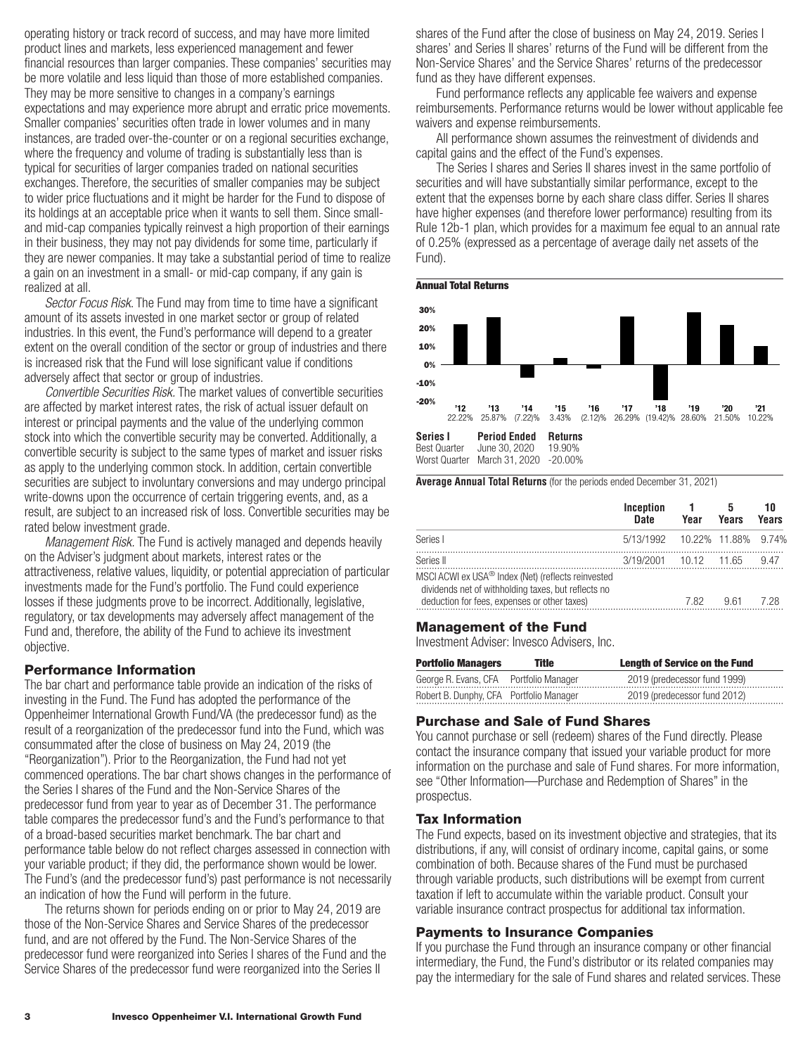operating history or track record of success, and may have more limited product lines and markets, less experienced management and fewer financial resources than larger companies. These companies' securities may be more volatile and less liquid than those of more established companies. They may be more sensitive to changes in a company's earnings expectations and may experience more abrupt and erratic price movements. Smaller companies' securities often trade in lower volumes and in many instances, are traded over-the-counter or on a regional securities exchange, where the frequency and volume of trading is substantially less than is typical for securities of larger companies traded on national securities exchanges. Therefore, the securities of smaller companies may be subject to wider price fluctuations and it might be harder for the Fund to dispose of its holdings at an acceptable price when it wants to sell them. Since small- and mid-cap companies typically reinvest a high proportion of their earnings in their business, they may not pay dividends for some time, particularly if they are newer companies. It may take a substantial period of time to realize a gain on an investment in a small- or mid-cap company, if any gain is realized at all.

*Sector Focus Risk.* The Fund may from time to time have a significant amount of its assets invested in one market sector or group of related industries. In this event, the Fund's performance will depend to a greater extent on the overall condition of the sector or group of industries and there is increased risk that the Fund will lose significant value if conditions adversely affect that sector or group of industries.

*Convertible Securities Risk.* The market values of convertible securities are affected by market interest rates, the risk of actual issuer default on interest or principal payments and the value of the underlying common stock into which the convertible security may be converted. Additionally, a convertible security is subject to the same types of market and issuer risks as apply to the underlying common stock. In addition, certain convertible securities are subject to involuntary conversions and may undergo principal write-downs upon the occurrence of certain triggering events, and, as a result, are subject to an increased risk of loss. Convertible securities may be rated below investment grade.

*Management Risk.* The Fund is actively managed and depends heavily on the Adviser's judgment about markets, interest rates or the attractiveness, relative values, liquidity, or potential appreciation of particular investments made for the Fund's portfolio. The Fund could experience losses if these judgments prove to be incorrect. Additionally, legislative, regulatory, or tax developments may adversely affect management of the Fund and, therefore, the ability of the Fund to achieve its investment objective.

## Performance Information

The bar chart and performance table provide an indication of the risks of investing in the Fund. The Fund has adopted the performance of the Oppenheimer International Growth Fund/VA (the predecessor fund) as the result of a reorganization of the predecessor fund into the Fund, which was consummated after the close of business on May 24, 2019 (the "Reorganization"). Prior to the Reorganization, the Fund had not yet commenced operations. The bar chart shows changes in the performance of the Series I shares of the Fund and the Non-Service Shares of the predecessor fund from year to year as of December 31. The performance table compares the predecessor fund's and the Fund's performance to that of a broad-based securities market benchmark. The bar chart and performance table below do not reflect charges assessed in connection with your variable product; if they did, the performance shown would be lower. The Fund's (and the predecessor fund's) past performance is not necessarily an indication of how the Fund will perform in the future.

The returns shown for periods ending on or prior to May 24, 2019 are those of the Non-Service Shares and Service Shares of the predecessor fund, and are not offered by the Fund. The Non-Service Shares of the predecessor fund were reorganized into Series I shares of the Fund and the Service Shares of the predecessor fund were reorganized into the Series II shares of the Fund after the close of business on May 24, 2019. Series I shares' and Series II shares' returns of the Fund will be different from the Non-Service Shares' and the Service Shares' returns of the predecessor fund as they have different expenses.

Fund performance reflects any applicable fee waivers and expense reimbursements. Performance returns would be lower without applicable fee waivers and expense reimbursements.

All performance shown assumes the reinvestment of dividends and capital gains and the effect of the Fund's expenses.

The Series I shares and Series II shares invest in the same portfolio of securities and will have substantially similar performance, except to the extent that the expenses borne by each share class differ. Series II shares have higher expenses (and therefore lower performance) resulting from its Rule 12b-1 plan, which provides for a maximum fee equal to an annual rate of 0.25% (expressed as a percentage of average daily net assets of the Fund).

**Annual Total Returns**

| '12 | '13 | '14 | '15 | '16 | '17 | '18 | '19 | '20 | '21 |
|---|---|---|---|---|---|---|---|---|---|
| 22.22% | 25.87% | (7.22)% | 3.43% | (2.12)% | 26.29% | (19.42)% | 28.60% | 21.50% | 10.22% |

| Series I | Period Ended | Returns |
|---|---|---|
| Best Quarter | June 30, 2020 | 19.90% |
| Worst Quarter | March 31, 2020 | -20.00% |

**Average Annual Total Returns** (for the periods ended December 31, 2021)

| | Inception Date | 1 Year | 5 Years | 10 Years |
|---|---|---|---|---|
| Series I | 5/13/1992 | 10.22% | 11.88% | 9.74% |
| Series II | 3/19/2001 | 10.12 | 11.65 | 9.47 |
| MSCI ACWI ex USA® Index (Net) (reflects reinvested dividends net of withholding taxes, but reflects no deduction for fees, expenses or other taxes) | | 7.82 | 9.61 | 7.28 |

## Management of the Fund

Investment Adviser: Invesco Advisers, Inc.

| Portfolio Managers | Title | Length of Service on the Fund |
|---|---|---|
| George R. Evans, CFA | Portfolio Manager | 2019 (predecessor fund 1999) |
| Robert B. Dunphy, CFA | Portfolio Manager | 2019 (predecessor fund 2012) |

## Purchase and Sale of Fund Shares

You cannot purchase or sell (redeem) shares of the Fund directly. Please contact the insurance company that issued your variable product for more information on the purchase and sale of Fund shares. For more information, see "Other Information—Purchase and Redemption of Shares" in the prospectus.

## Tax Information

The Fund expects, based on its investment objective and strategies, that its distributions, if any, will consist of ordinary income, capital gains, or some combination of both. Because shares of the Fund must be purchased through variable products, such distributions will be exempt from current taxation if left to accumulate within the variable product. Consult your variable insurance contract prospectus for additional tax information.

## Payments to Insurance Companies

If you purchase the Fund through an insurance company or other financial intermediary, the Fund, the Fund's distributor or its related companies may pay the intermediary for the sale of Fund shares and related services. These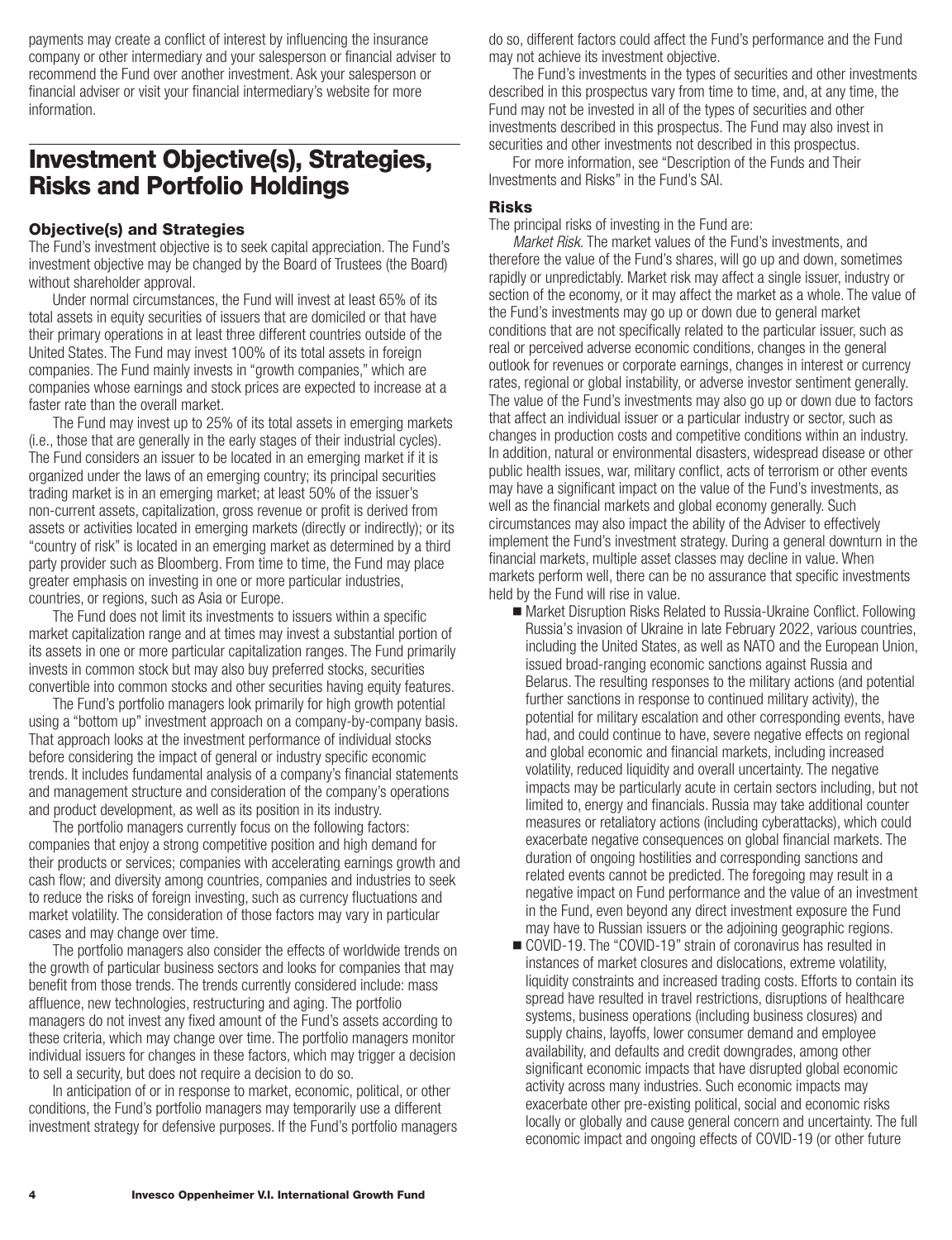payments may create a conflict of interest by influencing the insurance company or other intermediary and your salesperson or financial adviser to recommend the Fund over another investment. Ask your salesperson or financial adviser or visit your financial intermediary's website for more information.

## Investment Objective(s), Strategies, Risks and Portfolio Holdings

### Objective(s) and Strategies

The Fund's investment objective is to seek capital appreciation. The Fund's investment objective may be changed by the Board of Trustees (the Board) without shareholder approval.

Under normal circumstances, the Fund will invest at least 65% of its total assets in equity securities of issuers that are domiciled or that have their primary operations in at least three different countries outside of the United States. The Fund may invest 100% of its total assets in foreign companies. The Fund mainly invests in "growth companies," which are companies whose earnings and stock prices are expected to increase at a faster rate than the overall market.

The Fund may invest up to 25% of its total assets in emerging markets (i.e., those that are generally in the early stages of their industrial cycles). The Fund considers an issuer to be located in an emerging market if it is organized under the laws of an emerging country; its principal securities trading market is in an emerging market; at least 50% of the issuer's non-current assets, capitalization, gross revenue or profit is derived from assets or activities located in emerging markets (directly or indirectly); or its "country of risk" is located in an emerging market as determined by a third party provider such as Bloomberg. From time to time, the Fund may place greater emphasis on investing in one or more particular industries, countries, or regions, such as Asia or Europe.

The Fund does not limit its investments to issuers within a specific market capitalization range and at times may invest a substantial portion of its assets in one or more particular capitalization ranges. The Fund primarily invests in common stock but may also buy preferred stocks, securities convertible into common stocks and other securities having equity features.

The Fund's portfolio managers look primarily for high growth potential using a "bottom up" investment approach on a company-by-company basis. That approach looks at the investment performance of individual stocks before considering the impact of general or industry specific economic trends. It includes fundamental analysis of a company's financial statements and management structure and consideration of the company's operations and product development, as well as its position in its industry.

The portfolio managers currently focus on the following factors: companies that enjoy a strong competitive position and high demand for their products or services; companies with accelerating earnings growth and cash flow; and diversity among countries, companies and industries to seek to reduce the risks of foreign investing, such as currency fluctuations and market volatility. The consideration of those factors may vary in particular cases and may change over time.

The portfolio managers also consider the effects of worldwide trends on the growth of particular business sectors and looks for companies that may benefit from those trends. The trends currently considered include: mass affluence, new technologies, restructuring and aging. The portfolio managers do not invest any fixed amount of the Fund's assets according to these criteria, which may change over time. The portfolio managers monitor individual issuers for changes in these factors, which may trigger a decision to sell a security, but does not require a decision to do so.

In anticipation of or in response to market, economic, political, or other conditions, the Fund's portfolio managers may temporarily use a different investment strategy for defensive purposes. If the Fund's portfolio managers do so, different factors could affect the Fund's performance and the Fund may not achieve its investment objective.

The Fund's investments in the types of securities and other investments described in this prospectus vary from time to time, and, at any time, the Fund may not be invested in all of the types of securities and other investments described in this prospectus. The Fund may also invest in securities and other investments not described in this prospectus.

For more information, see "Description of the Funds and Their Investments and Risks" in the Fund's SAI.

### Risks

The principal risks of investing in the Fund are:

*Market Risk*. The market values of the Fund's investments, and therefore the value of the Fund's shares, will go up and down, sometimes rapidly or unpredictably. Market risk may affect a single issuer, industry or section of the economy, or it may affect the market as a whole. The value of the Fund's investments may go up or down due to general market conditions that are not specifically related to the particular issuer, such as real or perceived adverse economic conditions, changes in the general outlook for revenues or corporate earnings, changes in interest or currency rates, regional or global instability, or adverse investor sentiment generally. The value of the Fund's investments may also go up or down due to factors that affect an individual issuer or a particular industry or sector, such as changes in production costs and competitive conditions within an industry. In addition, natural or environmental disasters, widespread disease or other public health issues, war, military conflict, acts of terrorism or other events may have a significant impact on the value of the Fund's investments, as well as the financial markets and global economy generally. Such circumstances may also impact the ability of the Adviser to effectively implement the Fund's investment strategy. During a general downturn in the financial markets, multiple asset classes may decline in value. When markets perform well, there can be no assurance that specific investments held by the Fund will rise in value.

- Market Disruption Risks Related to Russia-Ukraine Conflict. Following Russia's invasion of Ukraine in late February 2022, various countries, including the United States, as well as NATO and the European Union, issued broad-ranging economic sanctions against Russia and Belarus. The resulting responses to the military actions (and potential further sanctions in response to continued military activity), the potential for military escalation and other corresponding events, have had, and could continue to have, severe negative effects on regional and global economic and financial markets, including increased volatility, reduced liquidity and overall uncertainty. The negative impacts may be particularly acute in certain sectors including, but not limited to, energy and financials. Russia may take additional counter measures or retaliatory actions (including cyberattacks), which could exacerbate negative consequences on global financial markets. The duration of ongoing hostilities and corresponding sanctions and related events cannot be predicted. The foregoing may result in a negative impact on Fund performance and the value of an investment in the Fund, even beyond any direct investment exposure the Fund may have to Russian issuers or the adjoining geographic regions.
- COVID-19. The "COVID-19" strain of coronavirus has resulted in instances of market closures and dislocations, extreme volatility, liquidity constraints and increased trading costs. Efforts to contain its spread have resulted in travel restrictions, disruptions of healthcare systems, business operations (including business closures) and supply chains, layoffs, lower consumer demand and employee availability, and defaults and credit downgrades, among other significant economic impacts that have disrupted global economic activity across many industries. Such economic impacts may exacerbate other pre-existing political, social and economic risks locally or globally and cause general concern and uncertainty. The full economic impact and ongoing effects of COVID-19 (or other future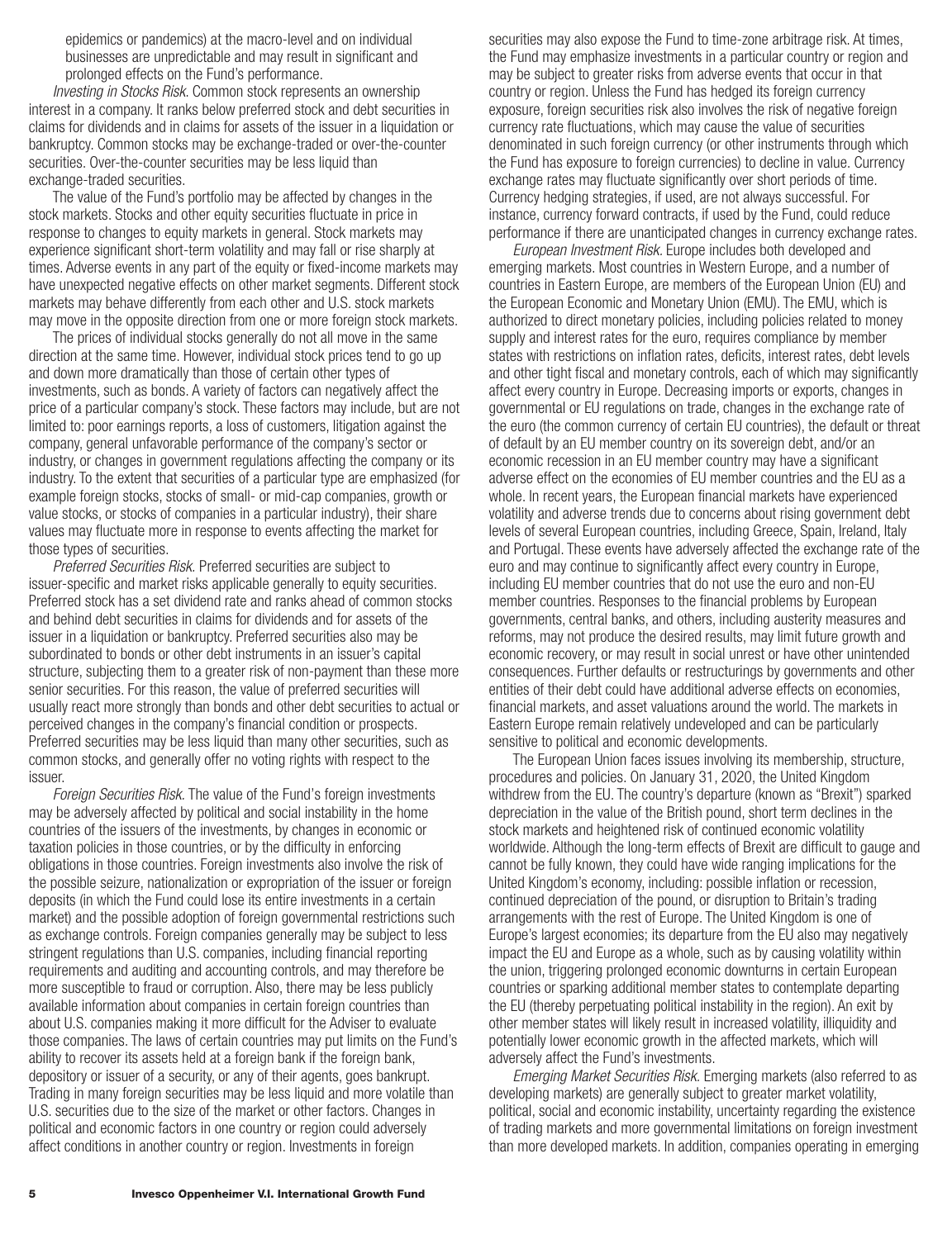epidemics or pandemics) at the macro-level and on individual businesses are unpredictable and may result in significant and prolonged effects on the Fund's performance.

*Investing in Stocks Risk.* Common stock represents an ownership interest in a company. It ranks below preferred stock and debt securities in claims for dividends and in claims for assets of the issuer in a liquidation or bankruptcy. Common stocks may be exchange-traded or over-the-counter securities. Over-the-counter securities may be less liquid than exchange-traded securities.

The value of the Fund's portfolio may be affected by changes in the stock markets. Stocks and other equity securities fluctuate in price in response to changes to equity markets in general. Stock markets may experience significant short-term volatility and may fall or rise sharply at times. Adverse events in any part of the equity or fixed-income markets may have unexpected negative effects on other market segments. Different stock markets may behave differently from each other and U.S. stock markets may move in the opposite direction from one or more foreign stock markets.

The prices of individual stocks generally do not all move in the same direction at the same time. However, individual stock prices tend to go up and down more dramatically than those of certain other types of investments, such as bonds. A variety of factors can negatively affect the price of a particular company's stock. These factors may include, but are not limited to: poor earnings reports, a loss of customers, litigation against the company, general unfavorable performance of the company's sector or industry, or changes in government regulations affecting the company or its industry. To the extent that securities of a particular type are emphasized (for example foreign stocks, stocks of small- or mid-cap companies, growth or value stocks, or stocks of companies in a particular industry), their share values may fluctuate more in response to events affecting the market for those types of securities.

*Preferred Securities Risk.* Preferred securities are subject to issuer-specific and market risks applicable generally to equity securities. Preferred stock has a set dividend rate and ranks ahead of common stocks and behind debt securities in claims for dividends and for assets of the issuer in a liquidation or bankruptcy. Preferred securities also may be subordinated to bonds or other debt instruments in an issuer's capital structure, subjecting them to a greater risk of non-payment than these more senior securities. For this reason, the value of preferred securities will usually react more strongly than bonds and other debt securities to actual or perceived changes in the company's financial condition or prospects. Preferred securities may be less liquid than many other securities, such as common stocks, and generally offer no voting rights with respect to the issuer.

*Foreign Securities Risk.* The value of the Fund's foreign investments may be adversely affected by political and social instability in the home countries of the issuers of the investments, by changes in economic or taxation policies in those countries, or by the difficulty in enforcing obligations in those countries. Foreign investments also involve the risk of the possible seizure, nationalization or expropriation of the issuer or foreign deposits (in which the Fund could lose its entire investments in a certain market) and the possible adoption of foreign governmental restrictions such as exchange controls. Foreign companies generally may be subject to less stringent regulations than U.S. companies, including financial reporting requirements and auditing and accounting controls, and may therefore be more susceptible to fraud or corruption. Also, there may be less publicly available information about companies in certain foreign countries than about U.S. companies making it more difficult for the Adviser to evaluate those companies. The laws of certain countries may put limits on the Fund's ability to recover its assets held at a foreign bank if the foreign bank, depository or issuer of a security, or any of their agents, goes bankrupt. Trading in many foreign securities may be less liquid and more volatile than U.S. securities due to the size of the market or other factors. Changes in political and economic factors in one country or region could adversely affect conditions in another country or region. Investments in foreign securities may also expose the Fund to time-zone arbitrage risk. At times, the Fund may emphasize investments in a particular country or region and may be subject to greater risks from adverse events that occur in that country or region. Unless the Fund has hedged its foreign currency exposure, foreign securities risk also involves the risk of negative foreign currency rate fluctuations, which may cause the value of securities denominated in such foreign currency (or other instruments through which the Fund has exposure to foreign currencies) to decline in value. Currency exchange rates may fluctuate significantly over short periods of time. Currency hedging strategies, if used, are not always successful. For instance, currency forward contracts, if used by the Fund, could reduce performance if there are unanticipated changes in currency exchange rates.

*European Investment Risk.* Europe includes both developed and emerging markets. Most countries in Western Europe, and a number of countries in Eastern Europe, are members of the European Union (EU) and the European Economic and Monetary Union (EMU). The EMU, which is authorized to direct monetary policies, including policies related to money supply and interest rates for the euro, requires compliance by member states with restrictions on inflation rates, deficits, interest rates, debt levels and other tight fiscal and monetary controls, each of which may significantly affect every country in Europe. Decreasing imports or exports, changes in governmental or EU regulations on trade, changes in the exchange rate of the euro (the common currency of certain EU countries), the default or threat of default by an EU member country on its sovereign debt, and/or an economic recession in an EU member country may have a significant adverse effect on the economies of EU member countries and the EU as a whole. In recent years, the European financial markets have experienced volatility and adverse trends due to concerns about rising government debt levels of several European countries, including Greece, Spain, Ireland, Italy and Portugal. These events have adversely affected the exchange rate of the euro and may continue to significantly affect every country in Europe, including EU member countries that do not use the euro and non-EU member countries. Responses to the financial problems by European governments, central banks, and others, including austerity measures and reforms, may not produce the desired results, may limit future growth and economic recovery, or may result in social unrest or have other unintended consequences. Further defaults or restructurings by governments and other entities of their debt could have additional adverse effects on economies, financial markets, and asset valuations around the world. The markets in Eastern Europe remain relatively undeveloped and can be particularly sensitive to political and economic developments.

The European Union faces issues involving its membership, structure, procedures and policies. On January 31, 2020, the United Kingdom withdrew from the EU. The country's departure (known as "Brexit") sparked depreciation in the value of the British pound, short term declines in the stock markets and heightened risk of continued economic volatility worldwide. Although the long-term effects of Brexit are difficult to gauge and cannot be fully known, they could have wide ranging implications for the United Kingdom's economy, including: possible inflation or recession, continued depreciation of the pound, or disruption to Britain's trading arrangements with the rest of Europe. The United Kingdom is one of Europe's largest economies; its departure from the EU also may negatively impact the EU and Europe as a whole, such as by causing volatility within the union, triggering prolonged economic downturns in certain European countries or sparking additional member states to contemplate departing the EU (thereby perpetuating political instability in the region). An exit by other member states will likely result in increased volatility, illiquidity and potentially lower economic growth in the affected markets, which will adversely affect the Fund's investments.

*Emerging Market Securities Risk.* Emerging markets (also referred to as developing markets) are generally subject to greater market volatility, political, social and economic instability, uncertainty regarding the existence of trading markets and more governmental limitations on foreign investment than more developed markets. In addition, companies operating in emerging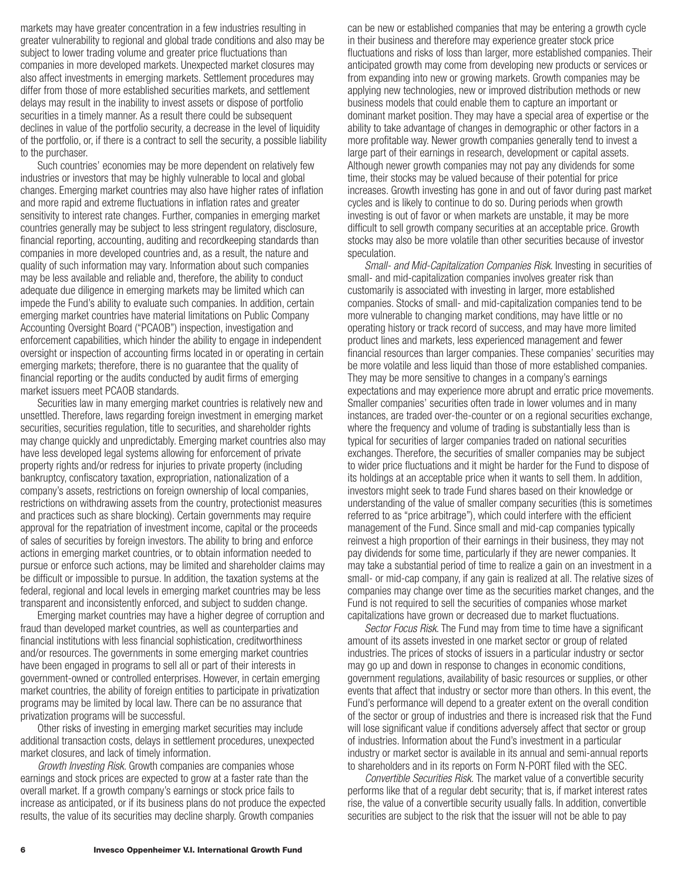markets may have greater concentration in a few industries resulting in greater vulnerability to regional and global trade conditions and also may be subject to lower trading volume and greater price fluctuations than companies in more developed markets. Unexpected market closures may also affect investments in emerging markets. Settlement procedures may differ from those of more established securities markets, and settlement delays may result in the inability to invest assets or dispose of portfolio securities in a timely manner. As a result there could be subsequent declines in value of the portfolio security, a decrease in the level of liquidity of the portfolio, or, if there is a contract to sell the security, a possible liability to the purchaser.

Such countries' economies may be more dependent on relatively few industries or investors that may be highly vulnerable to local and global changes. Emerging market countries may also have higher rates of inflation and more rapid and extreme fluctuations in inflation rates and greater sensitivity to interest rate changes. Further, companies in emerging market countries generally may be subject to less stringent regulatory, disclosure, financial reporting, accounting, auditing and recordkeeping standards than companies in more developed countries and, as a result, the nature and quality of such information may vary. Information about such companies may be less available and reliable and, therefore, the ability to conduct adequate due diligence in emerging markets may be limited which can impede the Fund's ability to evaluate such companies. In addition, certain emerging market countries have material limitations on Public Company Accounting Oversight Board ("PCAOB") inspection, investigation and enforcement capabilities, which hinder the ability to engage in independent oversight or inspection of accounting firms located in or operating in certain emerging markets; therefore, there is no guarantee that the quality of financial reporting or the audits conducted by audit firms of emerging market issuers meet PCAOB standards.

Securities law in many emerging market countries is relatively new and unsettled. Therefore, laws regarding foreign investment in emerging market securities, securities regulation, title to securities, and shareholder rights may change quickly and unpredictably. Emerging market countries also may have less developed legal systems allowing for enforcement of private property rights and/or redress for injuries to private property (including bankruptcy, confiscatory taxation, expropriation, nationalization of a company's assets, restrictions on foreign ownership of local companies, restrictions on withdrawing assets from the country, protectionist measures and practices such as share blocking). Certain governments may require approval for the repatriation of investment income, capital or the proceeds of sales of securities by foreign investors. The ability to bring and enforce actions in emerging market countries, or to obtain information needed to pursue or enforce such actions, may be limited and shareholder claims may be difficult or impossible to pursue. In addition, the taxation systems at the federal, regional and local levels in emerging market countries may be less transparent and inconsistently enforced, and subject to sudden change.

Emerging market countries may have a higher degree of corruption and fraud than developed market countries, as well as counterparties and financial institutions with less financial sophistication, creditworthiness and/or resources. The governments in some emerging market countries have been engaged in programs to sell all or part of their interests in government-owned or controlled enterprises. However, in certain emerging market countries, the ability of foreign entities to participate in privatization programs may be limited by local law. There can be no assurance that privatization programs will be successful.

Other risks of investing in emerging market securities may include additional transaction costs, delays in settlement procedures, unexpected market closures, and lack of timely information.

*Growth Investing Risk*. Growth companies are companies whose earnings and stock prices are expected to grow at a faster rate than the overall market. If a growth company's earnings or stock price fails to increase as anticipated, or if its business plans do not produce the expected results, the value of its securities may decline sharply. Growth companies can be new or established companies that may be entering a growth cycle in their business and therefore may experience greater stock price fluctuations and risks of loss than larger, more established companies. Their anticipated growth may come from developing new products or services or from expanding into new or growing markets. Growth companies may be applying new technologies, new or improved distribution methods or new business models that could enable them to capture an important or dominant market position. They may have a special area of expertise or the ability to take advantage of changes in demographic or other factors in a more profitable way. Newer growth companies generally tend to invest a large part of their earnings in research, development or capital assets. Although newer growth companies may not pay any dividends for some time, their stocks may be valued because of their potential for price increases. Growth investing has gone in and out of favor during past market cycles and is likely to continue to do so. During periods when growth investing is out of favor or when markets are unstable, it may be more difficult to sell growth company securities at an acceptable price. Growth stocks may also be more volatile than other securities because of investor speculation.

*Small- and Mid-Capitalization Companies Risk*. Investing in securities of small- and mid-capitalization companies involves greater risk than customarily is associated with investing in larger, more established companies. Stocks of small- and mid-capitalization companies tend to be more vulnerable to changing market conditions, may have little or no operating history or track record of success, and may have more limited product lines and markets, less experienced management and fewer financial resources than larger companies. These companies' securities may be more volatile and less liquid than those of more established companies. They may be more sensitive to changes in a company's earnings expectations and may experience more abrupt and erratic price movements. Smaller companies' securities often trade in lower volumes and in many instances, are traded over-the-counter or on a regional securities exchange, where the frequency and volume of trading is substantially less than is typical for securities of larger companies traded on national securities exchanges. Therefore, the securities of smaller companies may be subject to wider price fluctuations and it might be harder for the Fund to dispose of its holdings at an acceptable price when it wants to sell them. In addition, investors might seek to trade Fund shares based on their knowledge or understanding of the value of smaller company securities (this is sometimes referred to as "price arbitrage"), which could interfere with the efficient management of the Fund. Since small and mid-cap companies typically reinvest a high proportion of their earnings in their business, they may not pay dividends for some time, particularly if they are newer companies. It may take a substantial period of time to realize a gain on an investment in a small- or mid-cap company, if any gain is realized at all. The relative sizes of companies may change over time as the securities market changes, and the Fund is not required to sell the securities of companies whose market capitalizations have grown or decreased due to market fluctuations.

*Sector Focus Risk*. The Fund may from time to time have a significant amount of its assets invested in one market sector or group of related industries. The prices of stocks of issuers in a particular industry or sector may go up and down in response to changes in economic conditions, government regulations, availability of basic resources or supplies, or other events that affect that industry or sector more than others. In this event, the Fund's performance will depend to a greater extent on the overall condition of the sector or group of industries and there is increased risk that the Fund will lose significant value if conditions adversely affect that sector or group of industries. Information about the Fund's investment in a particular industry or market sector is available in its annual and semi-annual reports to shareholders and in its reports on Form N-PORT filed with the SEC.

*Convertible Securities Risk*. The market value of a convertible security performs like that of a regular debt security; that is, if market interest rates rise, the value of a convertible security usually falls. In addition, convertible securities are subject to the risk that the issuer will not be able to pay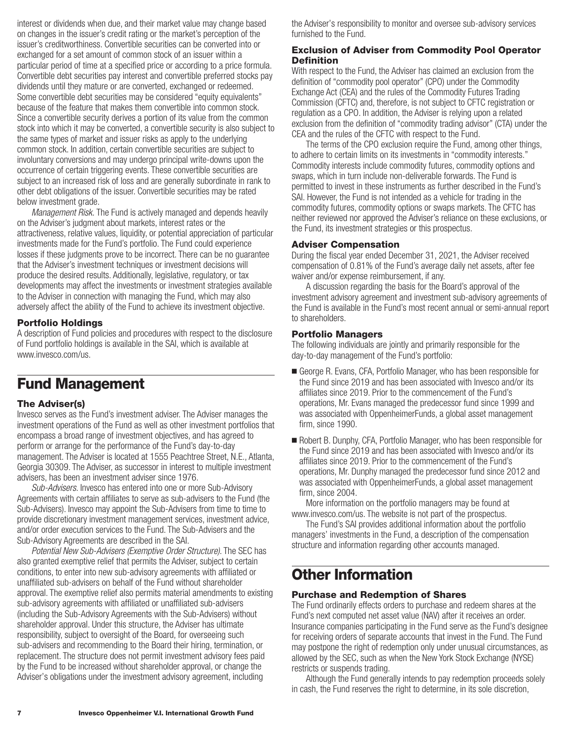interest or dividends when due, and their market value may change based on changes in the issuer's credit rating or the market's perception of the issuer's creditworthiness. Convertible securities can be converted into or exchanged for a set amount of common stock of an issuer within a particular period of time at a specified price or according to a price formula. Convertible debt securities pay interest and convertible preferred stocks pay dividends until they mature or are converted, exchanged or redeemed. Some convertible debt securities may be considered "equity equivalents" because of the feature that makes them convertible into common stock. Since a convertible security derives a portion of its value from the common stock into which it may be converted, a convertible security is also subject to the same types of market and issuer risks as apply to the underlying common stock. In addition, certain convertible securities are subject to involuntary conversions and may undergo principal write-downs upon the occurrence of certain triggering events. These convertible securities are subject to an increased risk of loss and are generally subordinate in rank to other debt obligations of the issuer. Convertible securities may be rated below investment grade.

*Management Risk.* The Fund is actively managed and depends heavily on the Adviser's judgment about markets, interest rates or the attractiveness, relative values, liquidity, or potential appreciation of particular investments made for the Fund's portfolio. The Fund could experience losses if these judgments prove to be incorrect. There can be no guarantee that the Adviser's investment techniques or investment decisions will produce the desired results. Additionally, legislative, regulatory, or tax developments may affect the investments or investment strategies available to the Adviser in connection with managing the Fund, which may also adversely affect the ability of the Fund to achieve its investment objective.

### Portfolio Holdings

A description of Fund policies and procedures with respect to the disclosure of Fund portfolio holdings is available in the SAI, which is available at www.invesco.com/us.

## Fund Management

### The Adviser(s)

Invesco serves as the Fund's investment adviser. The Adviser manages the investment operations of the Fund as well as other investment portfolios that encompass a broad range of investment objectives, and has agreed to perform or arrange for the performance of the Fund's day-to-day management. The Adviser is located at 1555 Peachtree Street, N.E., Atlanta, Georgia 30309. The Adviser, as successor in interest to multiple investment advisers, has been an investment adviser since 1976.

*Sub-Advisers.* Invesco has entered into one or more Sub-Advisory Agreements with certain affiliates to serve as sub-advisers to the Fund (the Sub-Advisers). Invesco may appoint the Sub-Advisers from time to time to provide discretionary investment management services, investment advice, and/or order execution services to the Fund. The Sub-Advisers and the Sub-Advisory Agreements are described in the SAI.

*Potential New Sub-Advisers (Exemptive Order Structure).* The SEC has also granted exemptive relief that permits the Adviser, subject to certain conditions, to enter into new sub-advisory agreements with affiliated or unaffiliated sub-advisers on behalf of the Fund without shareholder approval. The exemptive relief also permits material amendments to existing sub-advisory agreements with affiliated or unaffiliated sub-advisers (including the Sub-Advisory Agreements with the Sub-Advisers) without shareholder approval. Under this structure, the Adviser has ultimate responsibility, subject to oversight of the Board, for overseeing such sub-advisers and recommending to the Board their hiring, termination, or replacement. The structure does not permit investment advisory fees paid by the Fund to be increased without shareholder approval, or change the Adviser's obligations under the investment advisory agreement, including the Adviser's responsibility to monitor and oversee sub-advisory services furnished to the Fund.

### Exclusion of Adviser from Commodity Pool Operator Definition

With respect to the Fund, the Adviser has claimed an exclusion from the definition of "commodity pool operator" (CPO) under the Commodity Exchange Act (CEA) and the rules of the Commodity Futures Trading Commission (CFTC) and, therefore, is not subject to CFTC registration or regulation as a CPO. In addition, the Adviser is relying upon a related exclusion from the definition of "commodity trading advisor" (CTA) under the CEA and the rules of the CFTC with respect to the Fund.

The terms of the CPO exclusion require the Fund, among other things, to adhere to certain limits on its investments in "commodity interests." Commodity interests include commodity futures, commodity options and swaps, which in turn include non-deliverable forwards. The Fund is permitted to invest in these instruments as further described in the Fund's SAI. However, the Fund is not intended as a vehicle for trading in the commodity futures, commodity options or swaps markets. The CFTC has neither reviewed nor approved the Adviser's reliance on these exclusions, or the Fund, its investment strategies or this prospectus.

### Adviser Compensation

During the fiscal year ended December 31, 2021, the Adviser received compensation of 0.81% of the Fund's average daily net assets, after fee waiver and/or expense reimbursement, if any.

A discussion regarding the basis for the Board's approval of the investment advisory agreement and investment sub-advisory agreements of the Fund is available in the Fund's most recent annual or semi-annual report to shareholders.

### Portfolio Managers

The following individuals are jointly and primarily responsible for the day-to-day management of the Fund's portfolio:

- George R. Evans, CFA, Portfolio Manager, who has been responsible for the Fund since 2019 and has been associated with Invesco and/or its affiliates since 2019. Prior to the commencement of the Fund's operations, Mr. Evans managed the predecessor fund since 1999 and was associated with OppenheimerFunds, a global asset management firm, since 1990.
- Robert B. Dunphy, CFA, Portfolio Manager, who has been responsible for the Fund since 2019 and has been associated with Invesco and/or its affiliates since 2019. Prior to the commencement of the Fund's operations, Mr. Dunphy managed the predecessor fund since 2012 and was associated with OppenheimerFunds, a global asset management firm, since 2004.

More information on the portfolio managers may be found at www.invesco.com/us. The website is not part of the prospectus.

The Fund's SAI provides additional information about the portfolio managers' investments in the Fund, a description of the compensation structure and information regarding other accounts managed.

## Other Information

### Purchase and Redemption of Shares

The Fund ordinarily effects orders to purchase and redeem shares at the Fund's next computed net asset value (NAV) after it receives an order. Insurance companies participating in the Fund serve as the Fund's designee for receiving orders of separate accounts that invest in the Fund. The Fund may postpone the right of redemption only under unusual circumstances, as allowed by the SEC, such as when the New York Stock Exchange (NYSE) restricts or suspends trading.

Although the Fund generally intends to pay redemption proceeds solely in cash, the Fund reserves the right to determine, in its sole discretion,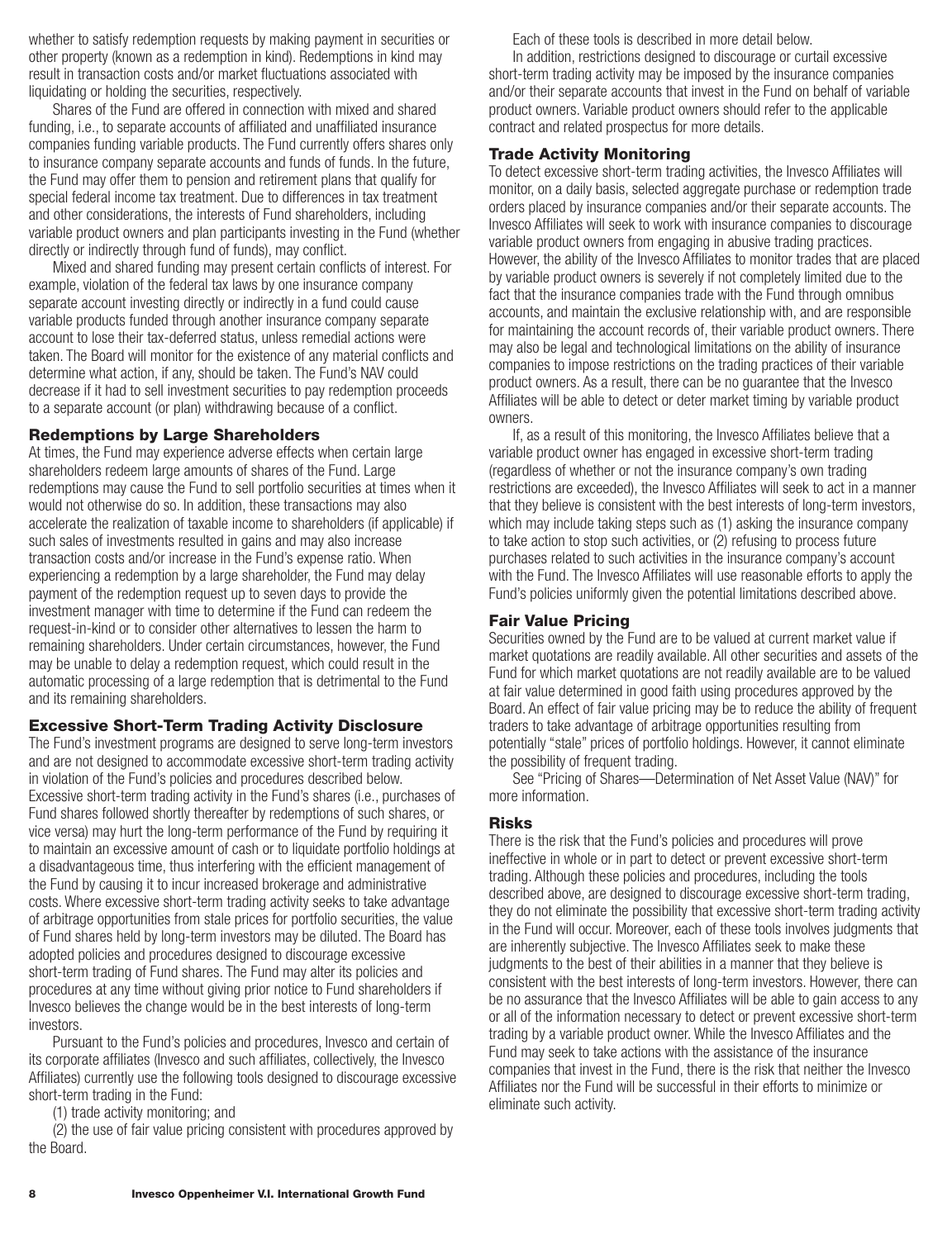whether to satisfy redemption requests by making payment in securities or other property (known as a redemption in kind). Redemptions in kind may result in transaction costs and/or market fluctuations associated with liquidating or holding the securities, respectively.

Shares of the Fund are offered in connection with mixed and shared funding, i.e., to separate accounts of affiliated and unaffiliated insurance companies funding variable products. The Fund currently offers shares only to insurance company separate accounts and funds of funds. In the future, the Fund may offer them to pension and retirement plans that qualify for special federal income tax treatment. Due to differences in tax treatment and other considerations, the interests of Fund shareholders, including variable product owners and plan participants investing in the Fund (whether directly or indirectly through fund of funds), may conflict.

Mixed and shared funding may present certain conflicts of interest. For example, violation of the federal tax laws by one insurance company separate account investing directly or indirectly in a fund could cause variable products funded through another insurance company separate account to lose their tax-deferred status, unless remedial actions were taken. The Board will monitor for the existence of any material conflicts and determine what action, if any, should be taken. The Fund's NAV could decrease if it had to sell investment securities to pay redemption proceeds to a separate account (or plan) withdrawing because of a conflict.

### Redemptions by Large Shareholders

At times, the Fund may experience adverse effects when certain large shareholders redeem large amounts of shares of the Fund. Large redemptions may cause the Fund to sell portfolio securities at times when it would not otherwise do so. In addition, these transactions may also accelerate the realization of taxable income to shareholders (if applicable) if such sales of investments resulted in gains and may also increase transaction costs and/or increase in the Fund's expense ratio. When experiencing a redemption by a large shareholder, the Fund may delay payment of the redemption request up to seven days to provide the investment manager with time to determine if the Fund can redeem the request-in-kind or to consider other alternatives to lessen the harm to remaining shareholders. Under certain circumstances, however, the Fund may be unable to delay a redemption request, which could result in the automatic processing of a large redemption that is detrimental to the Fund and its remaining shareholders.

### Excessive Short-Term Trading Activity Disclosure

The Fund's investment programs are designed to serve long-term investors and are not designed to accommodate excessive short-term trading activity in violation of the Fund's policies and procedures described below. Excessive short-term trading activity in the Fund's shares (i.e., purchases of Fund shares followed shortly thereafter by redemptions of such shares, or vice versa) may hurt the long-term performance of the Fund by requiring it to maintain an excessive amount of cash or to liquidate portfolio holdings at a disadvantageous time, thus interfering with the efficient management of the Fund by causing it to incur increased brokerage and administrative costs. Where excessive short-term trading activity seeks to take advantage of arbitrage opportunities from stale prices for portfolio securities, the value of Fund shares held by long-term investors may be diluted. The Board has adopted policies and procedures designed to discourage excessive short-term trading of Fund shares. The Fund may alter its policies and procedures at any time without giving prior notice to Fund shareholders if Invesco believes the change would be in the best interests of long-term investors.

Pursuant to the Fund's policies and procedures, Invesco and certain of its corporate affiliates (Invesco and such affiliates, collectively, the Invesco Affiliates) currently use the following tools designed to discourage excessive short-term trading in the Fund:

(1) trade activity monitoring; and

(2) the use of fair value pricing consistent with procedures approved by the Board.

Each of these tools is described in more detail below.

In addition, restrictions designed to discourage or curtail excessive short-term trading activity may be imposed by the insurance companies and/or their separate accounts that invest in the Fund on behalf of variable product owners. Variable product owners should refer to the applicable contract and related prospectus for more details.

### Trade Activity Monitoring

To detect excessive short-term trading activities, the Invesco Affiliates will monitor, on a daily basis, selected aggregate purchase or redemption trade orders placed by insurance companies and/or their separate accounts. The Invesco Affiliates will seek to work with insurance companies to discourage variable product owners from engaging in abusive trading practices. However, the ability of the Invesco Affiliates to monitor trades that are placed by variable product owners is severely if not completely limited due to the fact that the insurance companies trade with the Fund through omnibus accounts, and maintain the exclusive relationship with, and are responsible for maintaining the account records of, their variable product owners. There may also be legal and technological limitations on the ability of insurance companies to impose restrictions on the trading practices of their variable product owners. As a result, there can be no guarantee that the Invesco Affiliates will be able to detect or deter market timing by variable product owners.

If, as a result of this monitoring, the Invesco Affiliates believe that a variable product owner has engaged in excessive short-term trading (regardless of whether or not the insurance company's own trading restrictions are exceeded), the Invesco Affiliates will seek to act in a manner that they believe is consistent with the best interests of long-term investors, which may include taking steps such as (1) asking the insurance company to take action to stop such activities, or (2) refusing to process future purchases related to such activities in the insurance company's account with the Fund. The Invesco Affiliates will use reasonable efforts to apply the Fund's policies uniformly given the potential limitations described above.

### Fair Value Pricing

Securities owned by the Fund are to be valued at current market value if market quotations are readily available. All other securities and assets of the Fund for which market quotations are not readily available are to be valued at fair value determined in good faith using procedures approved by the Board. An effect of fair value pricing may be to reduce the ability of frequent traders to take advantage of arbitrage opportunities resulting from potentially "stale" prices of portfolio holdings. However, it cannot eliminate the possibility of frequent trading.

See "Pricing of Shares—Determination of Net Asset Value (NAV)" for more information.

### Risks

There is the risk that the Fund's policies and procedures will prove ineffective in whole or in part to detect or prevent excessive short-term trading. Although these policies and procedures, including the tools described above, are designed to discourage excessive short-term trading, they do not eliminate the possibility that excessive short-term trading activity in the Fund will occur. Moreover, each of these tools involves judgments that are inherently subjective. The Invesco Affiliates seek to make these judgments to the best of their abilities in a manner that they believe is consistent with the best interests of long-term investors. However, there can be no assurance that the Invesco Affiliates will be able to gain access to any or all of the information necessary to detect or prevent excessive short-term trading by a variable product owner. While the Invesco Affiliates and the Fund may seek to take actions with the assistance of the insurance companies that invest in the Fund, there is the risk that neither the Invesco Affiliates nor the Fund will be successful in their efforts to minimize or eliminate such activity.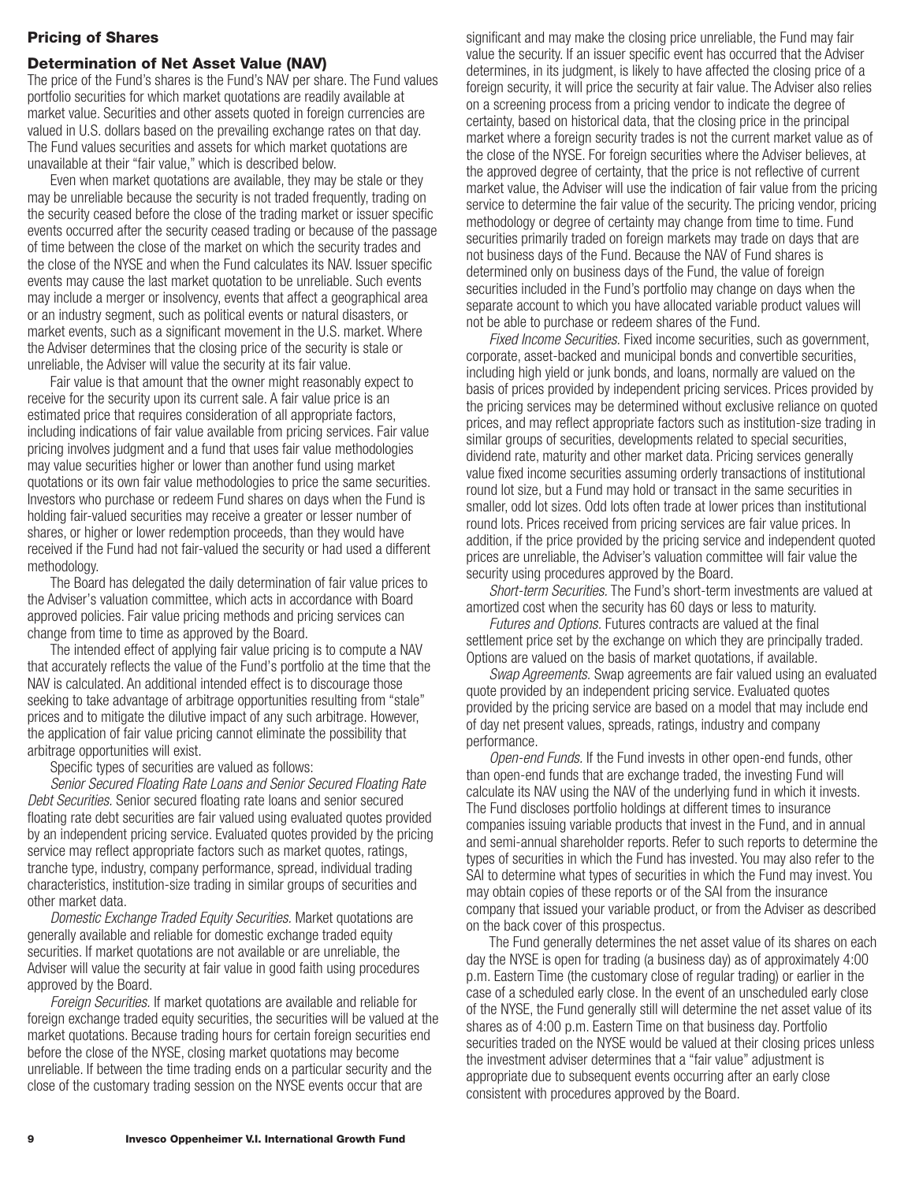## Pricing of Shares

### Determination of Net Asset Value (NAV)

The price of the Fund's shares is the Fund's NAV per share. The Fund values portfolio securities for which market quotations are readily available at market value. Securities and other assets quoted in foreign currencies are valued in U.S. dollars based on the prevailing exchange rates on that day. The Fund values securities and assets for which market quotations are unavailable at their "fair value," which is described below.

Even when market quotations are available, they may be stale or they may be unreliable because the security is not traded frequently, trading on the security ceased before the close of the trading market or issuer specific events occurred after the security ceased trading or because of the passage of time between the close of the market on which the security trades and the close of the NYSE and when the Fund calculates its NAV. Issuer specific events may cause the last market quotation to be unreliable. Such events may include a merger or insolvency, events that affect a geographical area or an industry segment, such as political events or natural disasters, or market events, such as a significant movement in the U.S. market. Where the Adviser determines that the closing price of the security is stale or unreliable, the Adviser will value the security at its fair value.

Fair value is that amount that the owner might reasonably expect to receive for the security upon its current sale. A fair value price is an estimated price that requires consideration of all appropriate factors, including indications of fair value available from pricing services. Fair value pricing involves judgment and a fund that uses fair value methodologies may value securities higher or lower than another fund using market quotations or its own fair value methodologies to price the same securities. Investors who purchase or redeem Fund shares on days when the Fund is holding fair-valued securities may receive a greater or lesser number of shares, or higher or lower redemption proceeds, than they would have received if the Fund had not fair-valued the security or had used a different methodology.

The Board has delegated the daily determination of fair value prices to the Adviser's valuation committee, which acts in accordance with Board approved policies. Fair value pricing methods and pricing services can change from time to time as approved by the Board.

The intended effect of applying fair value pricing is to compute a NAV that accurately reflects the value of the Fund's portfolio at the time that the NAV is calculated. An additional intended effect is to discourage those seeking to take advantage of arbitrage opportunities resulting from "stale" prices and to mitigate the dilutive impact of any such arbitrage. However, the application of fair value pricing cannot eliminate the possibility that arbitrage opportunities will exist.

Specific types of securities are valued as follows:

*Senior Secured Floating Rate Loans and Senior Secured Floating Rate Debt Securities.* Senior secured floating rate loans and senior secured floating rate debt securities are fair valued using evaluated quotes provided by an independent pricing service. Evaluated quotes provided by the pricing service may reflect appropriate factors such as market quotes, ratings, tranche type, industry, company performance, spread, individual trading characteristics, institution-size trading in similar groups of securities and other market data.

*Domestic Exchange Traded Equity Securities.* Market quotations are generally available and reliable for domestic exchange traded equity securities. If market quotations are not available or are unreliable, the Adviser will value the security at fair value in good faith using procedures approved by the Board.

*Foreign Securities.* If market quotations are available and reliable for foreign exchange traded equity securities, the securities will be valued at the market quotations. Because trading hours for certain foreign securities end before the close of the NYSE, closing market quotations may become unreliable. If between the time trading ends on a particular security and the close of the customary trading session on the NYSE events occur that are significant and may make the closing price unreliable, the Fund may fair value the security. If an issuer specific event has occurred that the Adviser determines, in its judgment, is likely to have affected the closing price of a foreign security, it will price the security at fair value. The Adviser also relies on a screening process from a pricing vendor to indicate the degree of certainty, based on historical data, that the closing price in the principal market where a foreign security trades is not the current market value as of the close of the NYSE. For foreign securities where the Adviser believes, at the approved degree of certainty, that the price is not reflective of current market value, the Adviser will use the indication of fair value from the pricing service to determine the fair value of the security. The pricing vendor, pricing methodology or degree of certainty may change from time to time. Fund securities primarily traded on foreign markets may trade on days that are not business days of the Fund. Because the NAV of Fund shares is determined only on business days of the Fund, the value of foreign securities included in the Fund's portfolio may change on days when the separate account to which you have allocated variable product values will not be able to purchase or redeem shares of the Fund.

*Fixed Income Securities.* Fixed income securities, such as government, corporate, asset-backed and municipal bonds and convertible securities, including high yield or junk bonds, and loans, normally are valued on the basis of prices provided by independent pricing services. Prices provided by the pricing services may be determined without exclusive reliance on quoted prices, and may reflect appropriate factors such as institution-size trading in similar groups of securities, developments related to special securities, dividend rate, maturity and other market data. Pricing services generally value fixed income securities assuming orderly transactions of institutional round lot size, but a Fund may hold or transact in the same securities in smaller, odd lot sizes. Odd lots often trade at lower prices than institutional round lots. Prices received from pricing services are fair value prices. In addition, if the price provided by the pricing service and independent quoted prices are unreliable, the Adviser's valuation committee will fair value the security using procedures approved by the Board.

*Short-term Securities.* The Fund's short-term investments are valued at amortized cost when the security has 60 days or less to maturity.

*Futures and Options.* Futures contracts are valued at the final settlement price set by the exchange on which they are principally traded. Options are valued on the basis of market quotations, if available.

*Swap Agreements.* Swap agreements are fair valued using an evaluated quote provided by an independent pricing service. Evaluated quotes provided by the pricing service are based on a model that may include end of day net present values, spreads, ratings, industry and company performance.

*Open-end Funds.* If the Fund invests in other open-end funds, other than open-end funds that are exchange traded, the investing Fund will calculate its NAV using the NAV of the underlying fund in which it invests. The Fund discloses portfolio holdings at different times to insurance companies issuing variable products that invest in the Fund, and in annual and semi-annual shareholder reports. Refer to such reports to determine the types of securities in which the Fund has invested. You may also refer to the SAI to determine what types of securities in which the Fund may invest. You may obtain copies of these reports or of the SAI from the insurance company that issued your variable product, or from the Adviser as described on the back cover of this prospectus.

The Fund generally determines the net asset value of its shares on each day the NYSE is open for trading (a business day) as of approximately 4:00 p.m. Eastern Time (the customary close of regular trading) or earlier in the case of a scheduled early close. In the event of an unscheduled early close of the NYSE, the Fund generally still will determine the net asset value of its shares as of 4:00 p.m. Eastern Time on that business day. Portfolio securities traded on the NYSE would be valued at their closing prices unless the investment adviser determines that a "fair value" adjustment is appropriate due to subsequent events occurring after an early close consistent with procedures approved by the Board.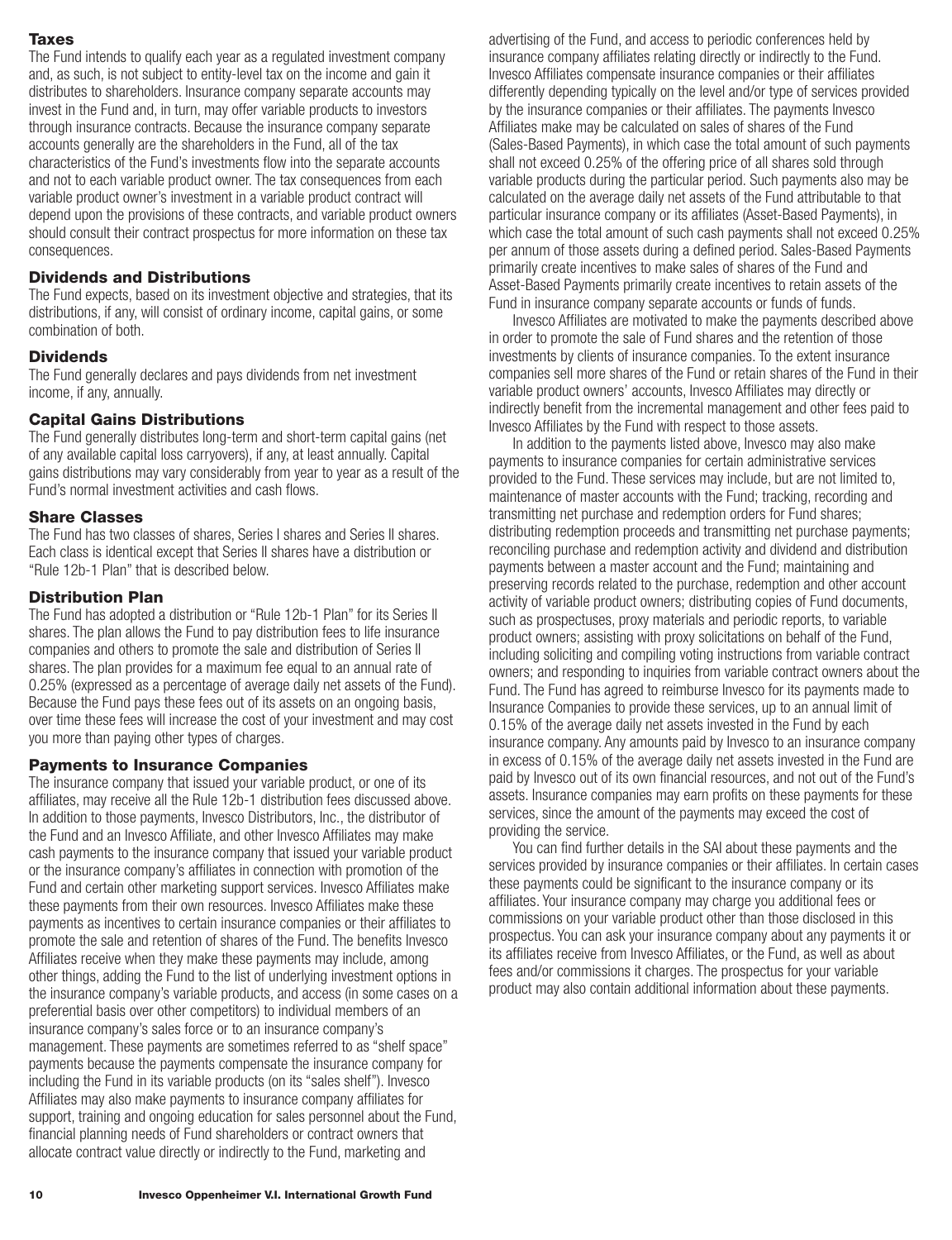### Taxes

The Fund intends to qualify each year as a regulated investment company and, as such, is not subject to entity-level tax on the income and gain it distributes to shareholders. Insurance company separate accounts may invest in the Fund and, in turn, may offer variable products to investors through insurance contracts. Because the insurance company separate accounts generally are the shareholders in the Fund, all of the tax characteristics of the Fund's investments flow into the separate accounts and not to each variable product owner. The tax consequences from each variable product owner's investment in a variable product contract will depend upon the provisions of these contracts, and variable product owners should consult their contract prospectus for more information on these tax consequences.

### Dividends and Distributions

The Fund expects, based on its investment objective and strategies, that its distributions, if any, will consist of ordinary income, capital gains, or some combination of both.

### Dividends

The Fund generally declares and pays dividends from net investment income, if any, annually.

### Capital Gains Distributions

The Fund generally distributes long-term and short-term capital gains (net of any available capital loss carryovers), if any, at least annually. Capital gains distributions may vary considerably from year to year as a result of the Fund's normal investment activities and cash flows.

### Share Classes

The Fund has two classes of shares, Series I shares and Series II shares. Each class is identical except that Series II shares have a distribution or "Rule 12b-1 Plan" that is described below.

### Distribution Plan

The Fund has adopted a distribution or "Rule 12b-1 Plan" for its Series II shares. The plan allows the Fund to pay distribution fees to life insurance companies and others to promote the sale and distribution of Series II shares. The plan provides for a maximum fee equal to an annual rate of 0.25% (expressed as a percentage of average daily net assets of the Fund). Because the Fund pays these fees out of its assets on an ongoing basis, over time these fees will increase the cost of your investment and may cost you more than paying other types of charges.

### Payments to Insurance Companies

The insurance company that issued your variable product, or one of its affiliates, may receive all the Rule 12b-1 distribution fees discussed above. In addition to those payments, Invesco Distributors, Inc., the distributor of the Fund and an Invesco Affiliate, and other Invesco Affiliates may make cash payments to the insurance company that issued your variable product or the insurance company's affiliates in connection with promotion of the Fund and certain other marketing support services. Invesco Affiliates make these payments from their own resources. Invesco Affiliates make these payments as incentives to certain insurance companies or their affiliates to promote the sale and retention of shares of the Fund. The benefits Invesco Affiliates receive when they make these payments may include, among other things, adding the Fund to the list of underlying investment options in the insurance company's variable products, and access (in some cases on a preferential basis over other competitors) to individual members of an insurance company's sales force or to an insurance company's management. These payments are sometimes referred to as "shelf space" payments because the payments compensate the insurance company for including the Fund in its variable products (on its "sales shelf"). Invesco Affiliates may also make payments to insurance company affiliates for support, training and ongoing education for sales personnel about the Fund, financial planning needs of Fund shareholders or contract owners that allocate contract value directly or indirectly to the Fund, marketing and advertising of the Fund, and access to periodic conferences held by insurance company affiliates relating directly or indirectly to the Fund. Invesco Affiliates compensate insurance companies or their affiliates differently depending typically on the level and/or type of services provided by the insurance companies or their affiliates. The payments Invesco Affiliates make may be calculated on sales of shares of the Fund (Sales-Based Payments), in which case the total amount of such payments shall not exceed 0.25% of the offering price of all shares sold through variable products during the particular period. Such payments also may be calculated on the average daily net assets of the Fund attributable to that particular insurance company or its affiliates (Asset-Based Payments), in which case the total amount of such cash payments shall not exceed 0.25% per annum of those assets during a defined period. Sales-Based Payments primarily create incentives to make sales of shares of the Fund and Asset-Based Payments primarily create incentives to retain assets of the Fund in insurance company separate accounts or funds of funds.

Invesco Affiliates are motivated to make the payments described above in order to promote the sale of Fund shares and the retention of those investments by clients of insurance companies. To the extent insurance companies sell more shares of the Fund or retain shares of the Fund in their variable product owners' accounts, Invesco Affiliates may directly or indirectly benefit from the incremental management and other fees paid to Invesco Affiliates by the Fund with respect to those assets.

In addition to the payments listed above, Invesco may also make payments to insurance companies for certain administrative services provided to the Fund. These services may include, but are not limited to, maintenance of master accounts with the Fund; tracking, recording and transmitting net purchase and redemption orders for Fund shares; distributing redemption proceeds and transmitting net purchase payments; reconciling purchase and redemption activity and dividend and distribution payments between a master account and the Fund; maintaining and preserving records related to the purchase, redemption and other account activity of variable product owners; distributing copies of Fund documents, such as prospectuses, proxy materials and periodic reports, to variable product owners; assisting with proxy solicitations on behalf of the Fund, including soliciting and compiling voting instructions from variable contract owners; and responding to inquiries from variable contract owners about the Fund. The Fund has agreed to reimburse Invesco for its payments made to Insurance Companies to provide these services, up to an annual limit of 0.15% of the average daily net assets invested in the Fund by each insurance company. Any amounts paid by Invesco to an insurance company in excess of 0.15% of the average daily net assets invested in the Fund are paid by Invesco out of its own financial resources, and not out of the Fund's assets. Insurance companies may earn profits on these payments for these services, since the amount of the payments may exceed the cost of providing the service.

You can find further details in the SAI about these payments and the services provided by insurance companies or their affiliates. In certain cases these payments could be significant to the insurance company or its affiliates. Your insurance company may charge you additional fees or commissions on your variable product other than those disclosed in this prospectus. You can ask your insurance company about any payments it or its affiliates receive from Invesco Affiliates, or the Fund, as well as about fees and/or commissions it charges. The prospectus for your variable product may also contain additional information about these payments.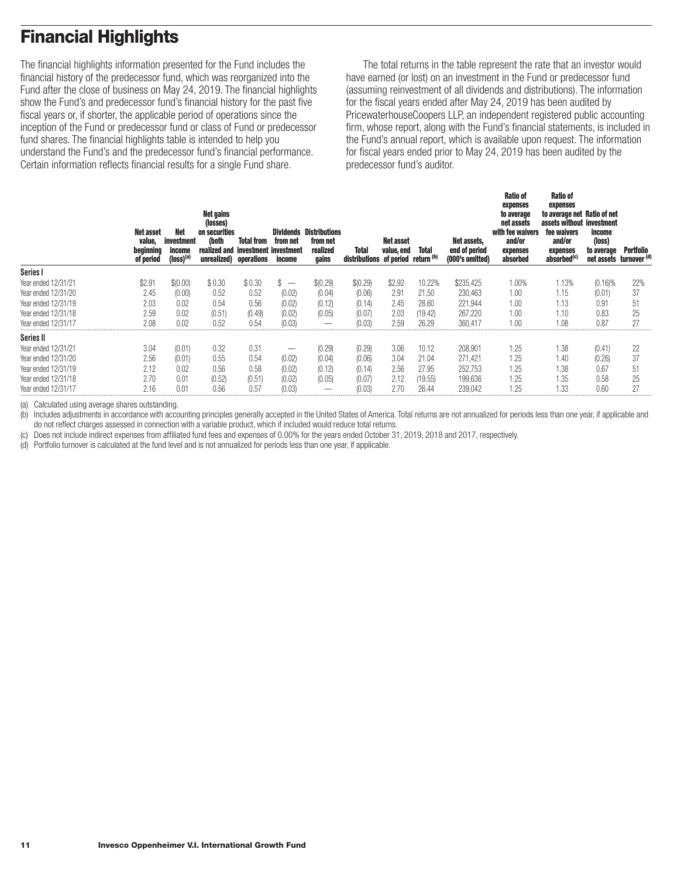# Financial Highlights

The financial highlights information presented for the Fund includes the financial history of the predecessor fund, which was reorganized into the Fund after the close of business on May 24, 2019. The financial highlights show the Fund's and predecessor fund's financial history for the past five fiscal years or, if shorter, the applicable period of operations since the inception of the Fund or predecessor fund or class of Fund or predecessor fund shares. The financial highlights table is intended to help you understand the Fund's and the predecessor fund's financial performance. Certain information reflects financial results for a single Fund share.

The total returns in the table represent the rate that an investor would have earned (or lost) on an investment in the Fund or predecessor fund (assuming reinvestment of all dividends and distributions). The information for the fiscal years ended after May 24, 2019 has been audited by PricewaterhouseCoopers LLP, an independent registered public accounting firm, whose report, along with the Fund's financial statements, is included in the Fund's annual report, which is available upon request. The information for fiscal years ended prior to May 24, 2019 has been audited by the predecessor fund's auditor.

| | Net asset value, beginning of period | Net investment income (loss)[(a)] | Net gains (losses) on securities (both realized and unrealized) | Total from investment operations | Dividends from net investment income | Distributions from net realized gains | Total distributions | Net asset value, end of period | Total return [(b)] | Net assets, end of period (000's omitted) | Ratio of expenses to average net assets with fee waivers and/or expenses absorbed | Ratio of expenses to average net assets without fee waivers and/or expenses absorbed[(c)] | Ratio of net investment income (loss) to average net assets | Portfolio turnover [(d)] |
|---|---|---|---|---|---|---|---|---|---|---|---|---|---|---|
| **Series I** | | | | | | | | | | | | | | |
| Year ended 12/31/21 | $2.91 | $(0.00) | $ 0.30 | $ 0.30 | $ — | $(0.29) | $(0.29) | $2.92 | 10.22% | $235,425 | 1.00% | 1.13% | (0.16)% | 22% |
| Year ended 12/31/20 | 2.45 | (0.00) | 0.52 | 0.52 | (0.02) | (0.04) | (0.06) | 2.91 | 21.50 | 230,463 | 1.00 | 1.15 | (0.01) | 37 |
| Year ended 12/31/19 | 2.03 | 0.02 | 0.54 | 0.56 | (0.02) | (0.12) | (0.14) | 2.45 | 28.60 | 221,944 | 1.00 | 1.13 | 0.91 | 51 |
| Year ended 12/31/18 | 2.59 | 0.02 | (0.51) | (0.49) | (0.02) | (0.05) | (0.07) | 2.03 | (19.42) | 267,220 | 1.00 | 1.10 | 0.83 | 25 |
| Year ended 12/31/17 | 2.08 | 0.02 | 0.52 | 0.54 | (0.03) | — | (0.03) | 2.59 | 26.29 | 360,417 | 1.00 | 1.08 | 0.87 | 27 |
| **Series II** | | | | | | | | | | | | | | |
| Year ended 12/31/21 | 3.04 | (0.01) | 0.32 | 0.31 | — | (0.29) | (0.29) | 3.06 | 10.12 | 208,901 | 1.25 | 1.38 | (0.41) | 22 |
| Year ended 12/31/20 | 2.56 | (0.01) | 0.55 | 0.54 | (0.02) | (0.04) | (0.06) | 3.04 | 21.04 | 271,421 | 1.25 | 1.40 | (0.26) | 37 |
| Year ended 12/31/19 | 2.12 | 0.02 | 0.56 | 0.58 | (0.02) | (0.12) | (0.14) | 2.56 | 27.95 | 252,753 | 1.25 | 1.38 | 0.67 | 51 |
| Year ended 12/31/18 | 2.70 | 0.01 | (0.52) | (0.51) | (0.02) | (0.05) | (0.07) | 2.12 | (19.55) | 199,636 | 1.25 | 1.35 | 0.58 | 25 |
| Year ended 12/31/17 | 2.16 | 0.01 | 0.56 | 0.57 | (0.03) | — | (0.03) | 2.70 | 26.44 | 239,042 | 1.25 | 1.33 | 0.60 | 27 |

(a) Calculated using average shares outstanding.

(b) Includes adjustments in accordance with accounting principles generally accepted in the United States of America. Total returns are not annualized for periods less than one year, if applicable and do not reflect charges assessed in connection with a variable product, which if included would reduce total returns.

(c) Does not include indirect expenses from affiliated fund fees and expenses of 0.00% for the years ended October 31, 2019, 2018 and 2017, respectively.

(d) Portfolio turnover is calculated at the fund level and is not annualized for periods less than one year, if applicable.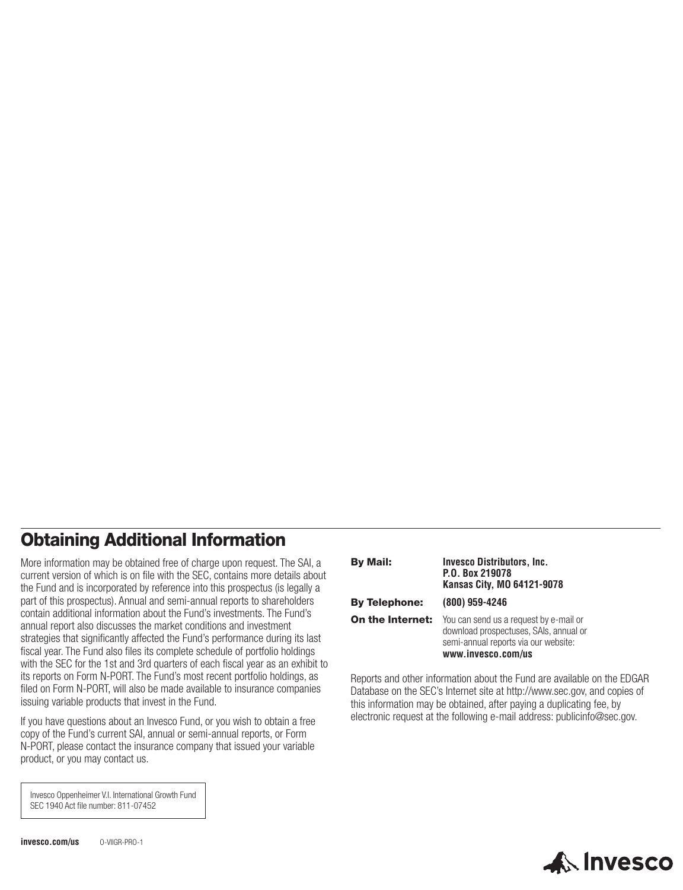## Obtaining Additional Information

More information may be obtained free of charge upon request. The SAI, a current version of which is on file with the SEC, contains more details about the Fund and is incorporated by reference into this prospectus (is legally a part of this prospectus). Annual and semi-annual reports to shareholders contain additional information about the Fund's investments. The Fund's annual report also discusses the market conditions and investment strategies that significantly affected the Fund's performance during its last fiscal year. The Fund also files its complete schedule of portfolio holdings with the SEC for the 1st and 3rd quarters of each fiscal year as an exhibit to its reports on Form N-PORT. The Fund's most recent portfolio holdings, as filed on Form N-PORT, will also be made available to insurance companies issuing variable products that invest in the Fund.

If you have questions about an Invesco Fund, or you wish to obtain a free copy of the Fund's current SAI, annual or semi-annual reports, or Form N-PORT, please contact the insurance company that issued your variable product, or you may contact us.

| | |
|---|---|
| **By Mail:** | **Invesco Distributors, Inc.**<br>**P.O. Box 219078**<br>**Kansas City, MO 64121-9078** |
| **By Telephone:** | **(800) 959-4246** |
| **On the Internet:** | You can send us a request by e-mail or download prospectuses, SAIs, annual or semi-annual reports via our website:<br>**www.invesco.com/us** |

Reports and other information about the Fund are available on the EDGAR Database on the SEC's Internet site at http://www.sec.gov, and copies of this information may be obtained, after paying a duplicating fee, by electronic request at the following e-mail address: publicinfo@sec.gov.

Invesco Oppenheimer V.I. International Growth Fund
SEC 1940 Act file number: 811-07452

**invesco.com/us** O-VIIGR-PRO-1

Invesco